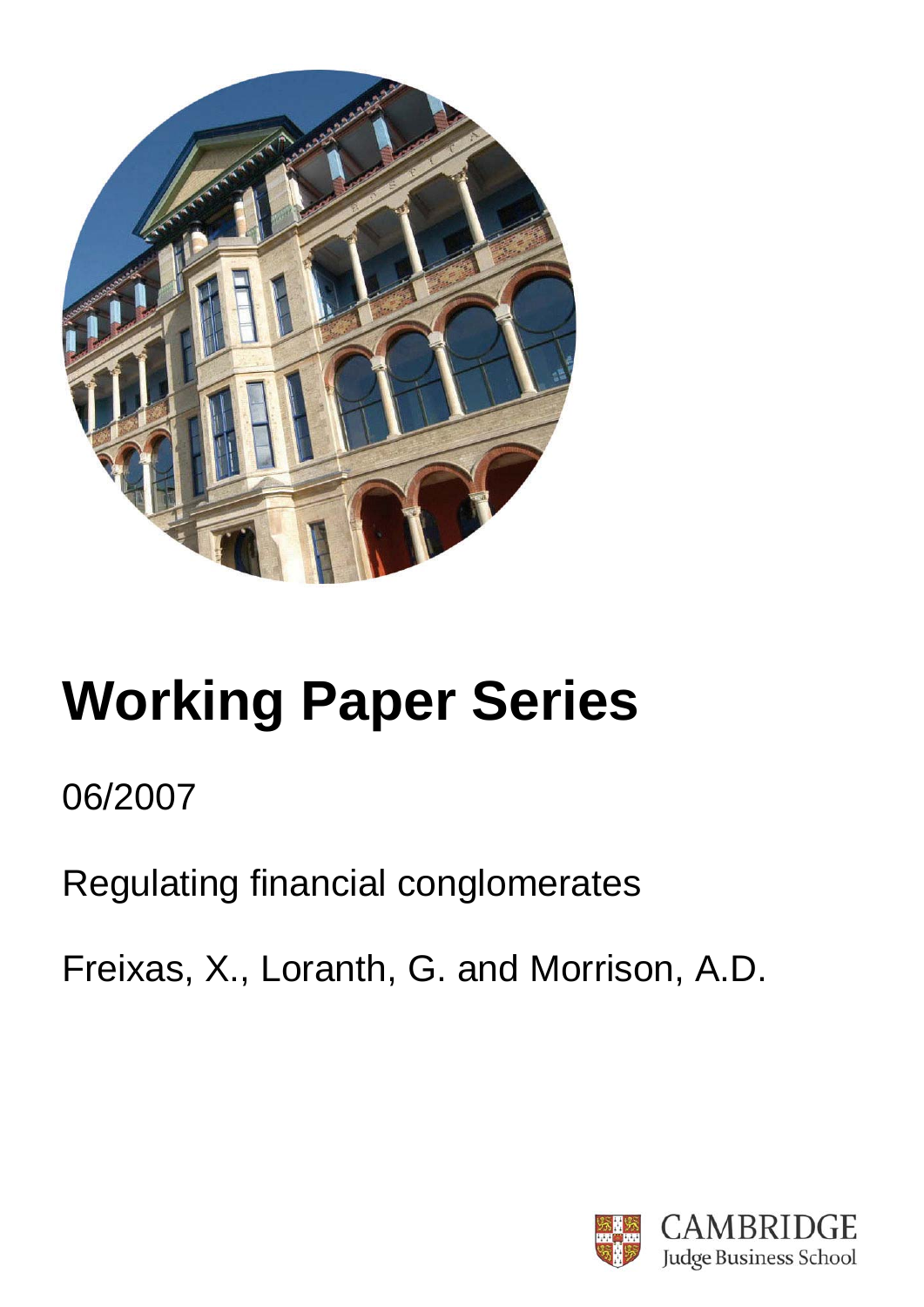# Working Paper Series

06/2007

Regulating financial conglomerates

Freixas, X., Loranth, G. and Morrison, A.D.

CAMBRIDGE
Judge Business School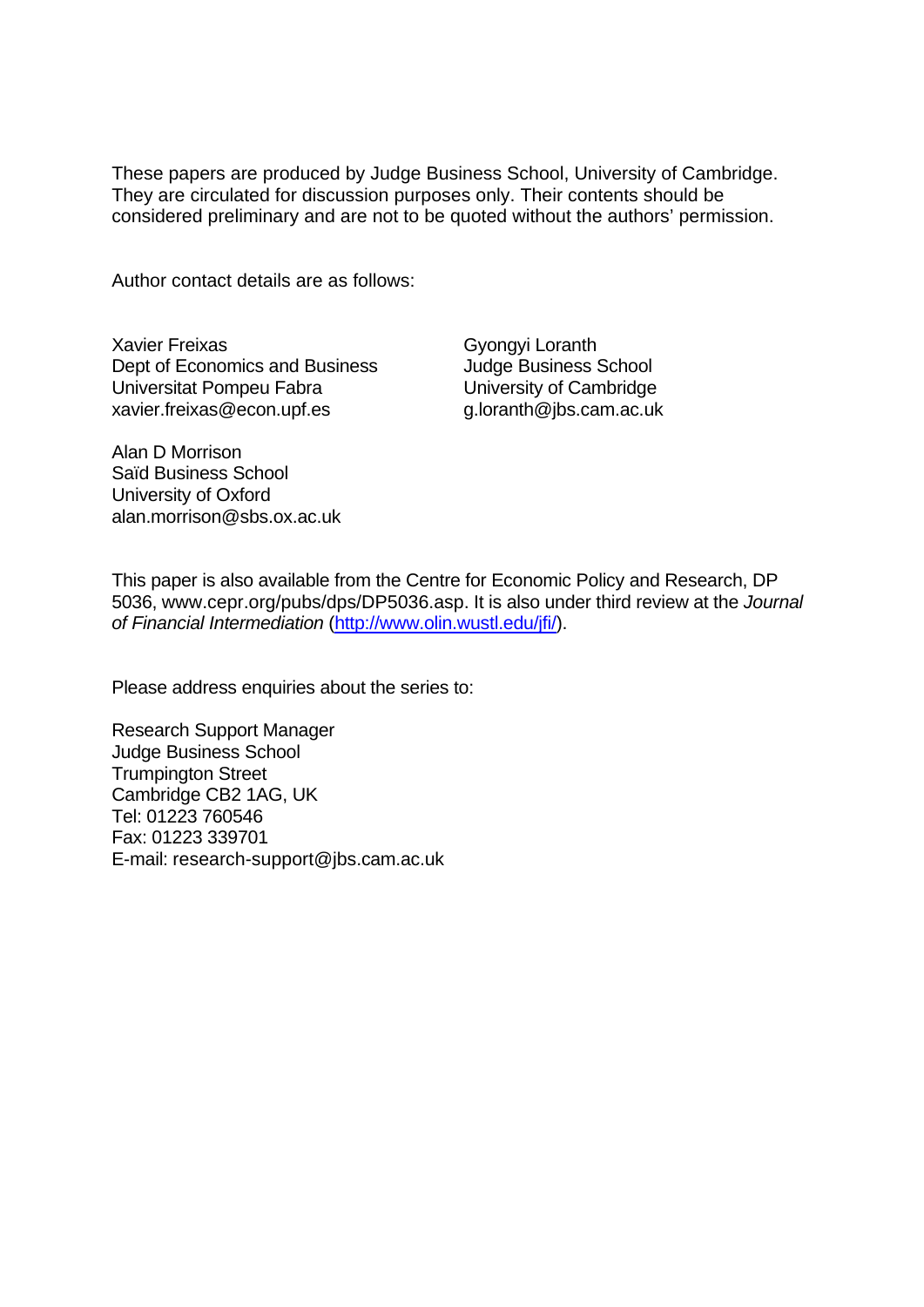These papers are produced by Judge Business School, University of Cambridge. They are circulated for discussion purposes only. Their contents should be considered preliminary and are not to be quoted without the authors' permission.

Author contact details are as follows:

Xavier Freixas  
Dept of Economics and Business  
Universitat Pompeu Fabra  
xavier.freixas@econ.upf.es

Gyongyi Loranth  
Judge Business School  
University of Cambridge  
g.loranth@jbs.cam.ac.uk

Alan D Morrison  
Saïd Business School  
University of Oxford  
alan.morrison@sbs.ox.ac.uk

This paper is also available from the Centre for Economic Policy and Research, DP 5036, www.cepr.org/pubs/dps/DP5036.asp. It is also under third review at the *Journal of Financial Intermediation* (http://www.olin.wustl.edu/jfi/).

Please address enquiries about the series to:

Research Support Manager  
Judge Business School  
Trumpington Street  
Cambridge CB2 1AG, UK  
Tel: 01223 760546  
Fax: 01223 339701  
E-mail: research-support@jbs.cam.ac.uk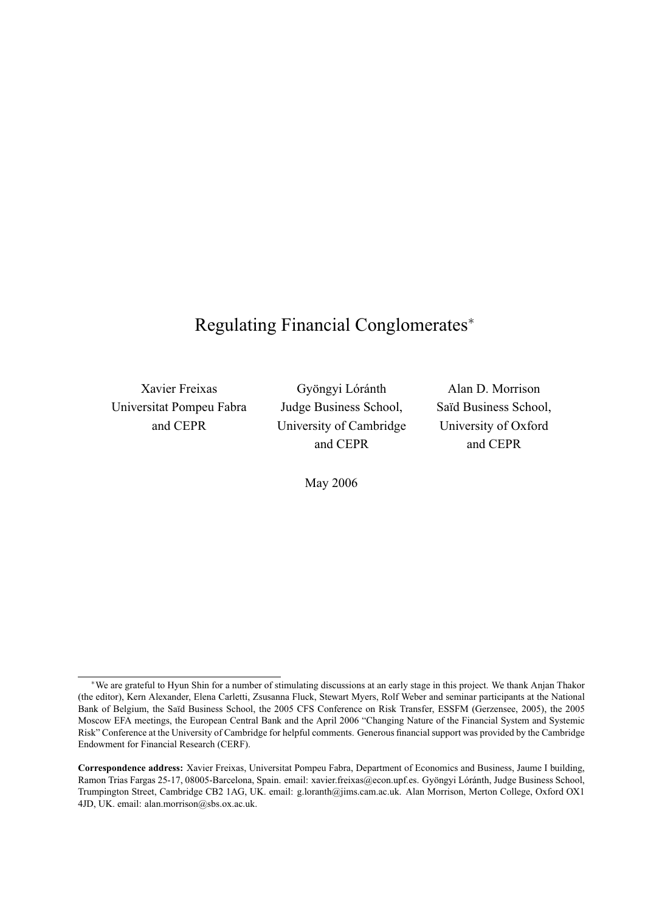# Regulating Financial Conglomerates[*]

Xavier Freixas  
Universitat Pompeu Fabra  
and CEPR

Gyöngyi Lóránth  
Judge Business School,  
University of Cambridge  
and CEPR

Alan D. Morrison  
Saïd Business School,  
University of Oxford  
and CEPR

May 2006

---

[*] We are grateful to Hyun Shin for a number of stimulating discussions at an early stage in this project. We thank Anjan Thakor (the editor), Kern Alexander, Elena Carletti, Zsusanna Fluck, Stewart Myers, Rolf Weber and seminar participants at the National Bank of Belgium, the Saïd Business School, the 2005 CFS Conference on Risk Transfer, ESSFM (Gerzensee, 2005), the 2005 Moscow EFA meetings, the European Central Bank and the April 2006 "Changing Nature of the Financial System and Systemic Risk" Conference at the University of Cambridge for helpful comments. Generous financial support was provided by the Cambridge Endowment for Financial Research (CERF).

**Correspondence address:** Xavier Freixas, Universitat Pompeu Fabra, Department of Economics and Business, Jaume I building, Ramon Trias Fargas 25-17, 08005-Barcelona, Spain. email: xavier.freixas@econ.upf.es. Gyöngyi Lóránth, Judge Business School, Trumpington Street, Cambridge CB2 1AG, UK. email: g.loranth@jims.cam.ac.uk. Alan Morrison, Merton College, Oxford OX1 4JD, UK. email: alan.morrison@sbs.ox.ac.uk.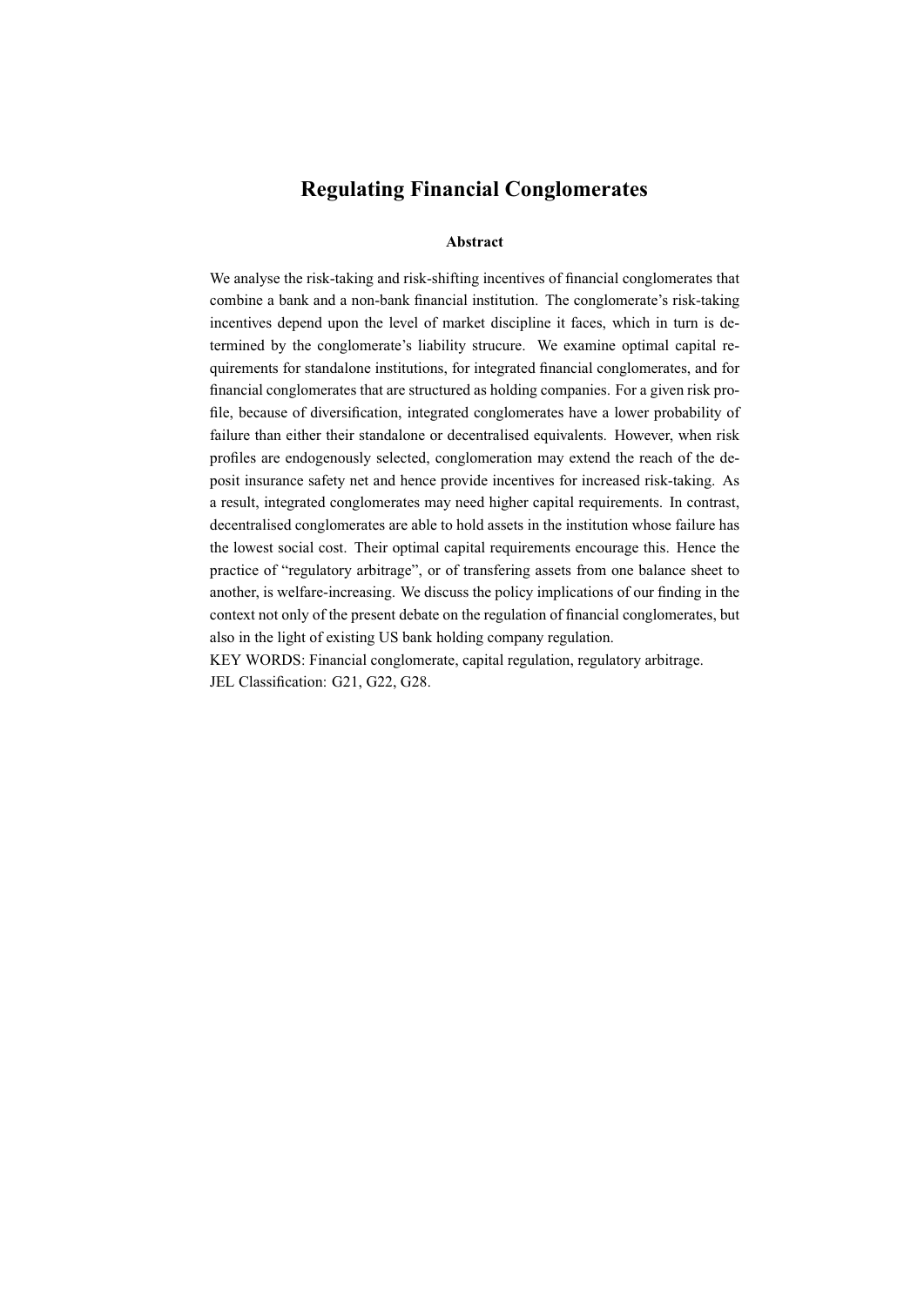# Regulating Financial Conglomerates

### Abstract

We analyse the risk-taking and risk-shifting incentives of financial conglomerates that combine a bank and a non-bank financial institution. The conglomerate's risk-taking incentives depend upon the level of market discipline it faces, which in turn is determined by the conglomerate's liability strucure. We examine optimal capital requirements for standalone institutions, for integrated financial conglomerates, and for financial conglomerates that are structured as holding companies. For a given risk profile, because of diversification, integrated conglomerates have a lower probability of failure than either their standalone or decentralised equivalents. However, when risk profiles are endogenously selected, conglomeration may extend the reach of the deposit insurance safety net and hence provide incentives for increased risk-taking. As a result, integrated conglomerates may need higher capital requirements. In contrast, decentralised conglomerates are able to hold assets in the institution whose failure has the lowest social cost. Their optimal capital requirements encourage this. Hence the practice of "regulatory arbitrage", or of transfering assets from one balance sheet to another, is welfare-increasing. We discuss the policy implications of our finding in the context not only of the present debate on the regulation of financial conglomerates, but also in the light of existing US bank holding company regulation.

KEY WORDS: Financial conglomerate, capital regulation, regulatory arbitrage.

JEL Classification: G21, G22, G28.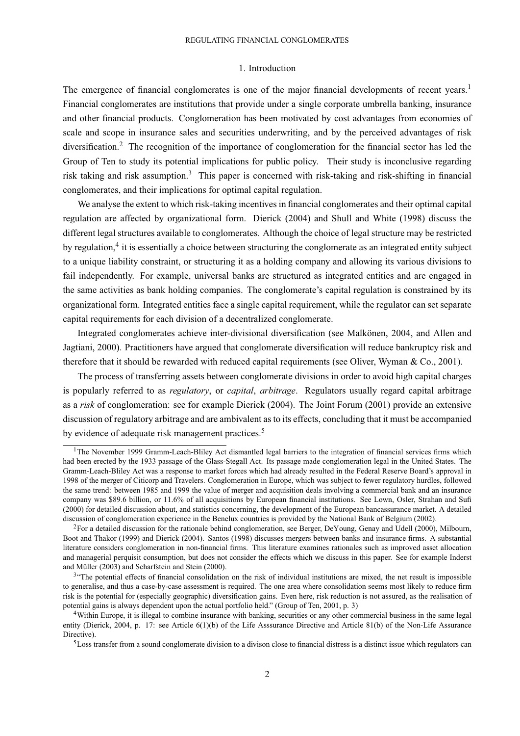## 1. Introduction

The emergence of financial conglomerates is one of the major financial developments of recent years.[1] Financial conglomerates are institutions that provide under a single corporate umbrella banking, insurance and other financial products. Conglomeration has been motivated by cost advantages from economies of scale and scope in insurance sales and securities underwriting, and by the perceived advantages of risk diversification.[2] The recognition of the importance of conglomeration for the financial sector has led the Group of Ten to study its potential implications for public policy. Their study is inconclusive regarding risk taking and risk assumption.[3] This paper is concerned with risk-taking and risk-shifting in financial conglomerates, and their implications for optimal capital regulation.

We analyse the extent to which risk-taking incentives in financial conglomerates and their optimal capital regulation are affected by organizational form. Dierick (2004) and Shull and White (1998) discuss the different legal structures available to conglomerates. Although the choice of legal structure may be restricted by regulation,[4] it is essentially a choice between structuring the conglomerate as an integrated entity subject to a unique liability constraint, or structuring it as a holding company and allowing its various divisions to fail independently. For example, universal banks are structured as integrated entities and are engaged in the same activities as bank holding companies. The conglomerate's capital regulation is constrained by its organizational form. Integrated entities face a single capital requirement, while the regulator can set separate capital requirements for each division of a decentralized conglomerate.

Integrated conglomerates achieve inter-divisional diversification (see Malkönen, 2004, and Allen and Jagtiani, 2000). Practitioners have argued that conglomerate diversification will reduce bankruptcy risk and therefore that it should be rewarded with reduced capital requirements (see Oliver, Wyman & Co., 2001).

The process of transferring assets between conglomerate divisions in order to avoid high capital charges is popularly referred to as *regulatory*, or *capital*, *arbitrage*. Regulators usually regard capital arbitrage as a *risk* of conglomeration: see for example Dierick (2004). The Joint Forum (2001) provide an extensive discussion of regulatory arbitrage and are ambivalent as to its effects, concluding that it must be accompanied by evidence of adequate risk management practices.[5]

---

[1] The November 1999 Gramm-Leach-Bliley Act dismantled legal barriers to the integration of financial services firms which had been erected by the 1933 passage of the Glass-Stegall Act. Its passage made conglomeration legal in the United States. The Gramm-Leach-Bliley Act was a response to market forces which had already resulted in the Federal Reserve Board's approval in 1998 of the merger of Citicorp and Travelers. Conglomeration in Europe, which was subject to fewer regulatory hurdles, followed the same trend: between 1985 and 1999 the value of merger and acquisition deals involving a commercial bank and an insurance company was $89.6 billion, or 11.6% of all acquisitions by European financial institutions. See Lown, Osler, Strahan and Sufi (2000) for detailed discussion about, and statistics concerning, the development of the European bancassurance market. A detailed discussion of conglomeration experience in the Benelux countries is provided by the National Bank of Belgium (2002).

[2] For a detailed discussion for the rationale behind conglomeration, see Berger, DeYoung, Genay and Udell (2000), Milbourn, Boot and Thakor (1999) and Dierick (2004). Santos (1998) discusses mergers between banks and insurance firms. A substantial literature considers conglomeration in non-financial firms. This literature examines rationales such as improved asset allocation and managerial perquisit consumption, but does not consider the effects which we discuss in this paper. See for example Inderst and Müller (2003) and Scharfstein and Stein (2000).

[3] "The potential effects of financial consolidation on the risk of individual institutions are mixed, the net result is impossible to generalise, and thus a case-by-case assessment is required. The one area where consolidation seems most likely to reduce firm risk is the potential for (especially geographic) diversification gains. Even here, risk reduction is not assured, as the realisation of potential gains is always dependent upon the actual portfolio held." (Group of Ten, 2001, p. 3)

[4] Within Europe, it is illegal to combine insurance with banking, securities or any other commercial business in the same legal entity (Dierick, 2004, p. 17: see Article 6(1)(b) of the Life Asssurance Directive and Article 81(b) of the Non-Life Assurance Directive).

[5] Loss transfer from a sound conglomerate division to a divison close to financial distress is a distinct issue which regulators can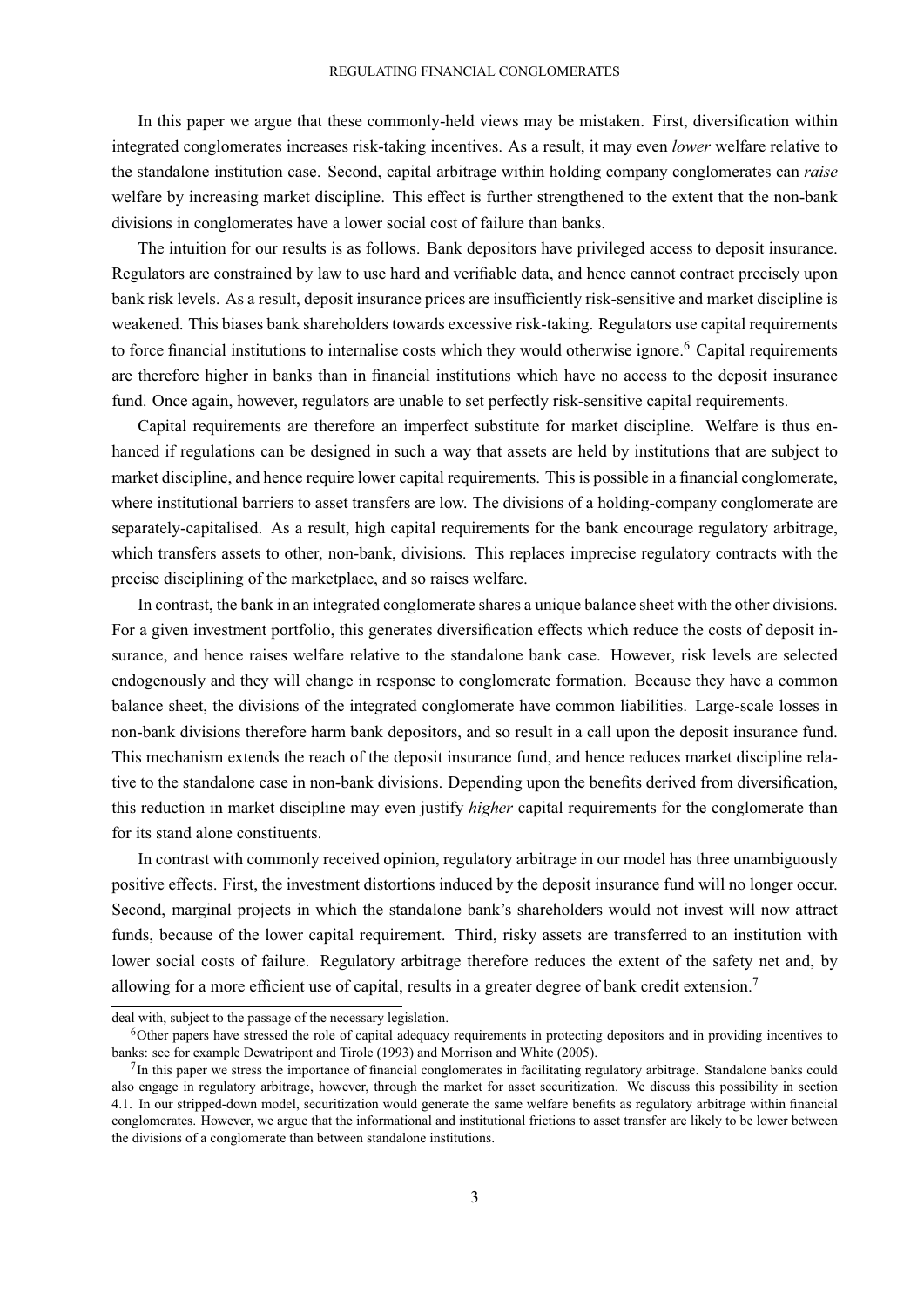In this paper we argue that these commonly-held views may be mistaken. First, diversification within integrated conglomerates increases risk-taking incentives. As a result, it may even *lower* welfare relative to the standalone institution case. Second, capital arbitrage within holding company conglomerates can *raise* welfare by increasing market discipline. This effect is further strengthened to the extent that the non-bank divisions in conglomerates have a lower social cost of failure than banks.

The intuition for our results is as follows. Bank depositors have privileged access to deposit insurance. Regulators are constrained by law to use hard and verifiable data, and hence cannot contract precisely upon bank risk levels. As a result, deposit insurance prices are insufficiently risk-sensitive and market discipline is weakened. This biases bank shareholders towards excessive risk-taking. Regulators use capital requirements to force financial institutions to internalise costs which they would otherwise ignore.[6] Capital requirements are therefore higher in banks than in financial institutions which have no access to the deposit insurance fund. Once again, however, regulators are unable to set perfectly risk-sensitive capital requirements.

Capital requirements are therefore an imperfect substitute for market discipline. Welfare is thus enhanced if regulations can be designed in such a way that assets are held by institutions that are subject to market discipline, and hence require lower capital requirements. This is possible in a financial conglomerate, where institutional barriers to asset transfers are low. The divisions of a holding-company conglomerate are separately-capitalised. As a result, high capital requirements for the bank encourage regulatory arbitrage, which transfers assets to other, non-bank, divisions. This replaces imprecise regulatory contracts with the precise disciplining of the marketplace, and so raises welfare.

In contrast, the bank in an integrated conglomerate shares a unique balance sheet with the other divisions. For a given investment portfolio, this generates diversification effects which reduce the costs of deposit insurance, and hence raises welfare relative to the standalone bank case. However, risk levels are selected endogenously and they will change in response to conglomerate formation. Because they have a common balance sheet, the divisions of the integrated conglomerate have common liabilities. Large-scale losses in non-bank divisions therefore harm bank depositors, and so result in a call upon the deposit insurance fund. This mechanism extends the reach of the deposit insurance fund, and hence reduces market discipline relative to the standalone case in non-bank divisions. Depending upon the benefits derived from diversification, this reduction in market discipline may even justify *higher* capital requirements for the conglomerate than for its stand alone constituents.

In contrast with commonly received opinion, regulatory arbitrage in our model has three unambiguously positive effects. First, the investment distortions induced by the deposit insurance fund will no longer occur. Second, marginal projects in which the standalone bank's shareholders would not invest will now attract funds, because of the lower capital requirement. Third, risky assets are transferred to an institution with lower social costs of failure. Regulatory arbitrage therefore reduces the extent of the safety net and, by allowing for a more efficient use of capital, results in a greater degree of bank credit extension.[7]

---

deal with, subject to the passage of the necessary legislation.

[6] Other papers have stressed the role of capital adequacy requirements in protecting depositors and in providing incentives to banks: see for example Dewatripont and Tirole (1993) and Morrison and White (2005).

[7] In this paper we stress the importance of financial conglomerates in facilitating regulatory arbitrage. Standalone banks could also engage in regulatory arbitrage, however, through the market for asset securitization. We discuss this possibility in section 4.1. In our stripped-down model, securitization would generate the same welfare benefits as regulatory arbitrage within financial conglomerates. However, we argue that the informational and institutional frictions to asset transfer are likely to be lower between the divisions of a conglomerate than between standalone institutions.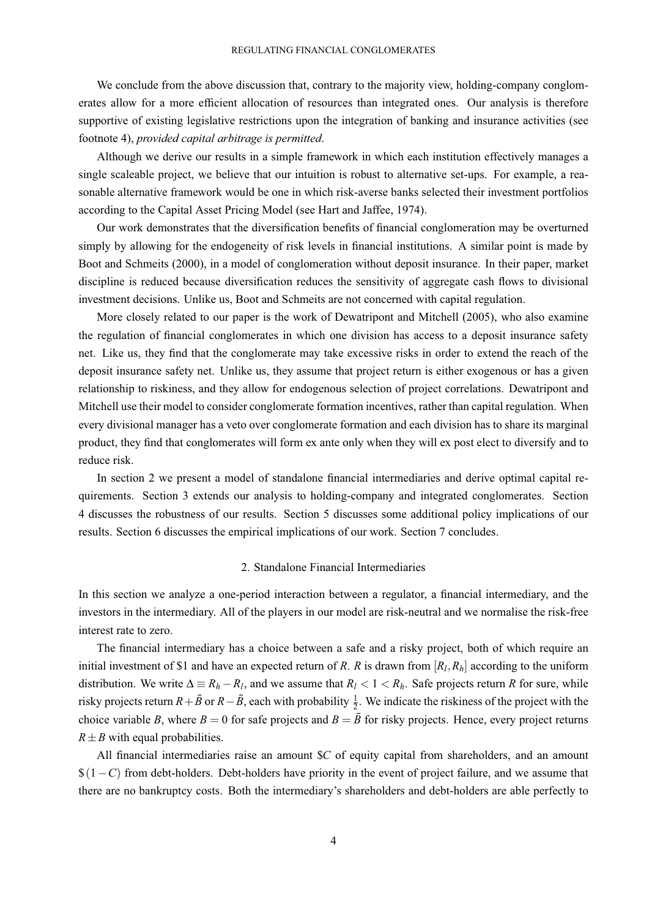We conclude from the above discussion that, contrary to the majority view, holding-company conglomerates allow for a more efficient allocation of resources than integrated ones. Our analysis is therefore supportive of existing legislative restrictions upon the integration of banking and insurance activities (see footnote 4), *provided capital arbitrage is permitted.*

Although we derive our results in a simple framework in which each institution effectively manages a single scaleable project, we believe that our intuition is robust to alternative set-ups. For example, a reasonable alternative framework would be one in which risk-averse banks selected their investment portfolios according to the Capital Asset Pricing Model (see Hart and Jaffee, 1974).

Our work demonstrates that the diversification benefits of financial conglomeration may be overturned simply by allowing for the endogeneity of risk levels in financial institutions. A similar point is made by Boot and Schmeits (2000), in a model of conglomeration without deposit insurance. In their paper, market discipline is reduced because diversification reduces the sensitivity of aggregate cash flows to divisional investment decisions. Unlike us, Boot and Schmeits are not concerned with capital regulation.

More closely related to our paper is the work of Dewatripont and Mitchell (2005), who also examine the regulation of financial conglomerates in which one division has access to a deposit insurance safety net. Like us, they find that the conglomerate may take excessive risks in order to extend the reach of the deposit insurance safety net. Unlike us, they assume that project return is either exogenous or has a given relationship to riskiness, and they allow for endogenous selection of project correlations. Dewatripont and Mitchell use their model to consider conglomerate formation incentives, rather than capital regulation. When every divisional manager has a veto over conglomerate formation and each division has to share its marginal product, they find that conglomerates will form ex ante only when they will ex post elect to diversify and to reduce risk.

In section 2 we present a model of standalone financial intermediaries and derive optimal capital requirements. Section 3 extends our analysis to holding-company and integrated conglomerates. Section 4 discusses the robustness of our results. Section 5 discusses some additional policy implications of our results. Section 6 discusses the empirical implications of our work. Section 7 concludes.

## 2. Standalone Financial Intermediaries

In this section we analyze a one-period interaction between a regulator, a financial intermediary, and the investors in the intermediary. All of the players in our model are risk-neutral and we normalise the risk-free interest rate to zero.

The financial intermediary has a choice between a safe and a risky project, both of which require an initial investment of \$1 and have an expected return of $R$. $R$ is drawn from $[R_l, R_h]$ according to the uniform distribution. We write $\Delta \equiv R_h - R_l$, and we assume that $R_l < 1 < R_h$. Safe projects return $R$ for sure, while risky projects return $R + \bar{B}$ or $R - \bar{B}$, each with probability $\frac{1}{2}$. We indicate the riskiness of the project with the choice variable $B$, where $B = 0$ for safe projects and $B = \bar{B}$ for risky projects. Hence, every project returns $R \pm B$ with equal probabilities.

All financial intermediaries raise an amount $\$C$ of equity capital from shareholders, and an amount $\$(1-C)$ from debt-holders. Debt-holders have priority in the event of project failure, and we assume that there are no bankruptcy costs. Both the intermediary's shareholders and debt-holders are able perfectly to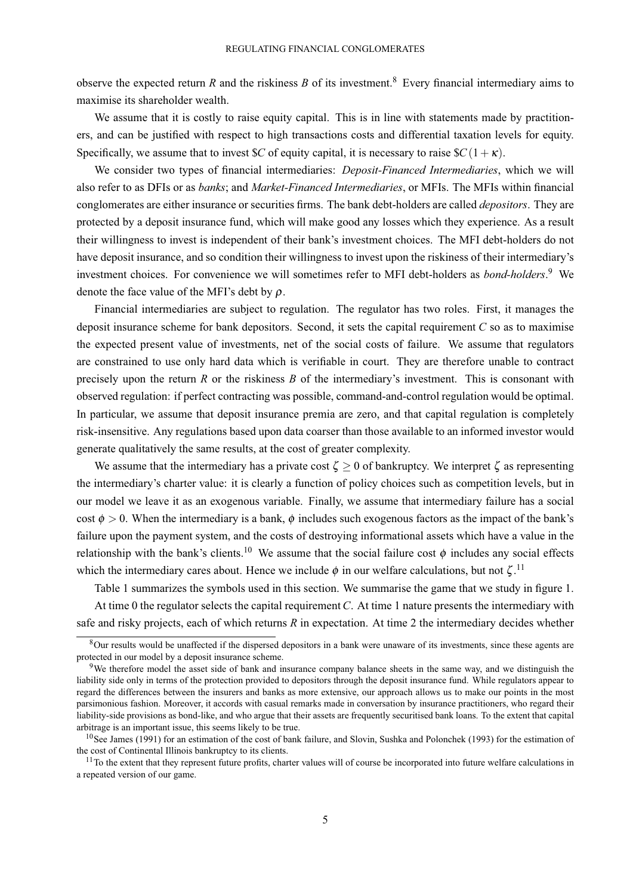observe the expected return $R$ and the riskiness $B$ of its investment.[8] Every financial intermediary aims to maximise its shareholder wealth.

We assume that it is costly to raise equity capital. This is in line with statements made by practitioners, and can be justified with respect to high transactions costs and differential taxation levels for equity. Specifically, we assume that to invest $\$C$ of equity capital, it is necessary to raise $\$C(1+\kappa)$.

We consider two types of financial intermediaries: *Deposit-Financed Intermediaries*, which we will also refer to as DFIs or as *banks*; and *Market-Financed Intermediaries*, or MFIs. The MFIs within financial conglomerates are either insurance or securities firms. The bank debt-holders are called *depositors*. They are protected by a deposit insurance fund, which will make good any losses which they experience. As a result their willingness to invest is independent of their bank's investment choices. The MFI debt-holders do not have deposit insurance, and so condition their willingness to invest upon the riskiness of their intermediary's investment choices. For convenience we will sometimes refer to MFI debt-holders as *bond-holders*.[9] We denote the face value of the MFI's debt by $\rho$.

Financial intermediaries are subject to regulation. The regulator has two roles. First, it manages the deposit insurance scheme for bank depositors. Second, it sets the capital requirement $C$ so as to maximise the expected present value of investments, net of the social costs of failure. We assume that regulators are constrained to use only hard data which is verifiable in court. They are therefore unable to contract precisely upon the return $R$ or the riskiness $B$ of the intermediary's investment. This is consonant with observed regulation: if perfect contracting was possible, command-and-control regulation would be optimal. In particular, we assume that deposit insurance premia are zero, and that capital regulation is completely risk-insensitive. Any regulations based upon data coarser than those available to an informed investor would generate qualitatively the same results, at the cost of greater complexity.

We assume that the intermediary has a private cost $\zeta \geq 0$ of bankruptcy. We interpret $\zeta$ as representing the intermediary's charter value: it is clearly a function of policy choices such as competition levels, but in our model we leave it as an exogenous variable. Finally, we assume that intermediary failure has a social cost $\phi > 0$. When the intermediary is a bank, $\phi$ includes such exogenous factors as the impact of the bank's failure upon the payment system, and the costs of destroying informational assets which have a value in the relationship with the bank's clients.[10] We assume that the social failure cost $\phi$ includes any social effects which the intermediary cares about. Hence we include $\phi$ in our welfare calculations, but not $\zeta$.[11]

Table 1 summarizes the symbols used in this section. We summarise the game that we study in figure 1.

At time 0 the regulator selects the capital requirement $C$. At time 1 nature presents the intermediary with safe and risky projects, each of which returns $R$ in expectation. At time 2 the intermediary decides whether

---

[8] Our results would be unaffected if the dispersed depositors in a bank were unaware of its investments, since these agents are protected in our model by a deposit insurance scheme.

[9] We therefore model the asset side of bank and insurance company balance sheets in the same way, and we distinguish the liability side only in terms of the protection provided to depositors through the deposit insurance fund. While regulators appear to regard the differences between the insurers and banks as more extensive, our approach allows us to make our points in the most parsimonious fashion. Moreover, it accords with casual remarks made in conversation by insurance practitioners, who regard their liability-side provisions as bond-like, and who argue that their assets are frequently securitised bank loans. To the extent that capital arbitrage is an important issue, this seems likely to be true.

[10] See James (1991) for an estimation of the cost of bank failure, and Slovin, Sushka and Polonchek (1993) for the estimation of the cost of Continental Illinois bankruptcy to its clients.

[11] To the extent that they represent future profits, charter values will of course be incorporated into future welfare calculations in a repeated version of our game.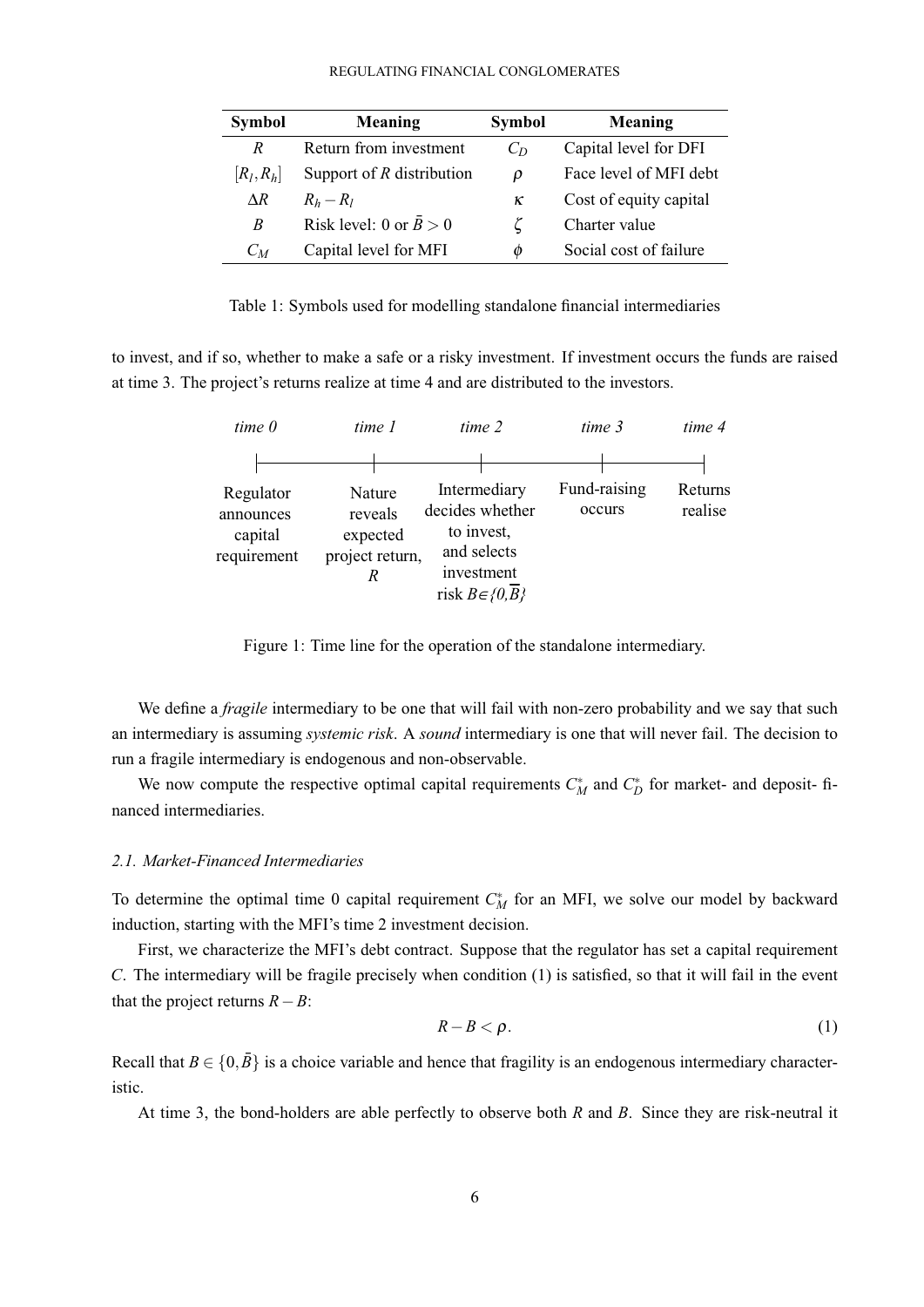| Symbol | Meaning | Symbol | Meaning |
|---|---|---|---|
| $R$ | Return from investment | $C_D$ | Capital level for DFI |
| $[R_l, R_h]$ | Support of $R$ distribution | $\rho$ | Face level of MFI debt |
| $\Delta R$ | $R_h - R_l$ | $\kappa$ | Cost of equity capital |
| $B$ | Risk level: 0 or $\bar{B} > 0$ | $\zeta$ | Charter value |
| $C_M$ | Capital level for MFI | $\phi$ | Social cost of failure |

Table 1: Symbols used for modelling standalone financial intermediaries

to invest, and if so, whether to make a safe or a risky investment. If investment occurs the funds are raised at time 3. The project's returns realize at time 4 and are distributed to the investors.

| *time 0* | *time 1* | *time 2* | *time 3* | *time 4* |
|---|---|---|---|---|
| Regulator announces capital requirement | Nature reveals expected project return, $R$ | Intermediary decides whether to invest, and selects investment risk $B \in \{0, \bar{B}\}$ | Fund-raising occurs | Returns realise |

Figure 1: Time line for the operation of the standalone intermediary.

We define a *fragile* intermediary to be one that will fail with non-zero probability and we say that such an intermediary is assuming *systemic risk*. A *sound* intermediary is one that will never fail. The decision to run a fragile intermediary is endogenous and non-observable.

We now compute the respective optimal capital requirements $C_M^*$ and $C_D^*$ for market- and deposit- financed intermediaries.

### 2.1. Market-Financed Intermediaries

To determine the optimal time 0 capital requirement $C_M^*$ for an MFI, we solve our model by backward induction, starting with the MFI's time 2 investment decision.

First, we characterize the MFI's debt contract. Suppose that the regulator has set a capital requirement $C$. The intermediary will be fragile precisely when condition (1) is satisfied, so that it will fail in the event that the project returns $R - B$:

$$R - B < \rho. \tag{1}$$

Recall that $B \in \{0, \bar{B}\}$ is a choice variable and hence that fragility is an endogenous intermediary characteristic.

At time 3, the bond-holders are able perfectly to observe both $R$ and $B$. Since they are risk-neutral it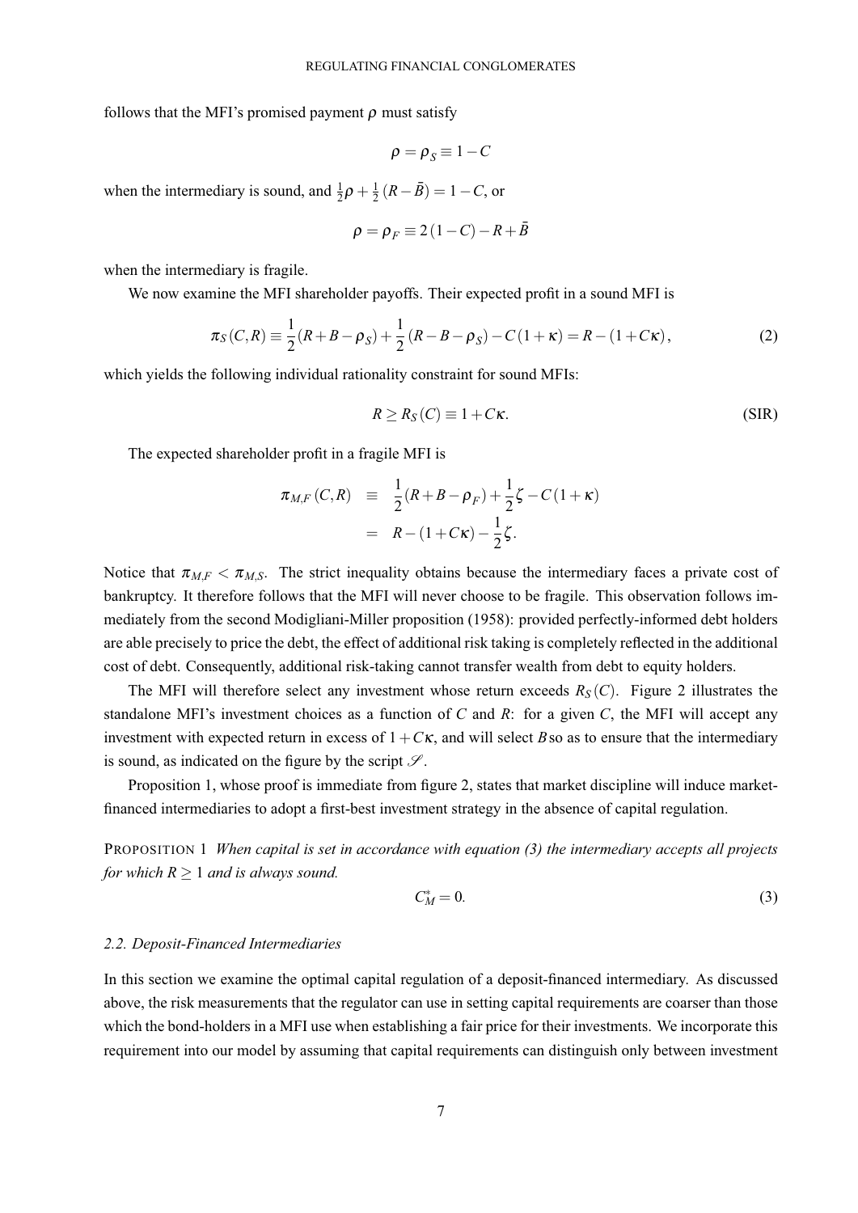follows that the MFI's promised payment $\rho$ must satisfy

$$\rho = \rho_S \equiv 1 - C$$

when the intermediary is sound, and $\frac{1}{2}\rho + \frac{1}{2}(R - \bar{B}) = 1 - C$, or

$$\rho = \rho_F \equiv 2(1 - C) - R + \bar{B}$$

when the intermediary is fragile.

We now examine the MFI shareholder payoffs. Their expected profit in a sound MFI is

$$\pi_S(C,R) \equiv \frac{1}{2}(R + B - \rho_S) + \frac{1}{2}(R - B - \rho_S) - C(1+\kappa) = R - (1 + C\kappa), \tag{2}$$

which yields the following individual rationality constraint for sound MFIs:

$$R \geq R_S(C) \equiv 1 + C\kappa. \tag{SIR}$$

The expected shareholder profit in a fragile MFI is

$$\begin{aligned} \pi_{M,F}(C,R) &\equiv \frac{1}{2}(R + B - \rho_F) + \frac{1}{2}\zeta - C(1+\kappa) \\ &= R - (1 + C\kappa) - \frac{1}{2}\zeta. \end{aligned}$$

Notice that $\pi_{M,F} < \pi_{M,S}$. The strict inequality obtains because the intermediary faces a private cost of bankruptcy. It therefore follows that the MFI will never choose to be fragile. This observation follows immediately from the second Modigliani-Miller proposition (1958): provided perfectly-informed debt holders are able precisely to price the debt, the effect of additional risk taking is completely reflected in the additional cost of debt. Consequently, additional risk-taking cannot transfer wealth from debt to equity holders.

The MFI will therefore select any investment whose return exceeds $R_S(C)$. Figure 2 illustrates the standalone MFI's investment choices as a function of $C$ and $R$: for a given $C$, the MFI will accept any investment with expected return in excess of $1 + C\kappa$, and will select $B$ so as to ensure that the intermediary is sound, as indicated on the figure by the script $\mathscr{S}$.

Proposition 1, whose proof is immediate from figure 2, states that market discipline will induce market-financed intermediaries to adopt a first-best investment strategy in the absence of capital regulation.

PROPOSITION 1 *When capital is set in accordance with equation (3) the intermediary accepts all projects for which $R \geq 1$ and is always sound.*

$$C_M^* = 0. \tag{3}$$

### 2.2. Deposit-Financed Intermediaries

In this section we examine the optimal capital regulation of a deposit-financed intermediary. As discussed above, the risk measurements that the regulator can use in setting capital requirements are coarser than those which the bond-holders in a MFI use when establishing a fair price for their investments. We incorporate this requirement into our model by assuming that capital requirements can distinguish only between investment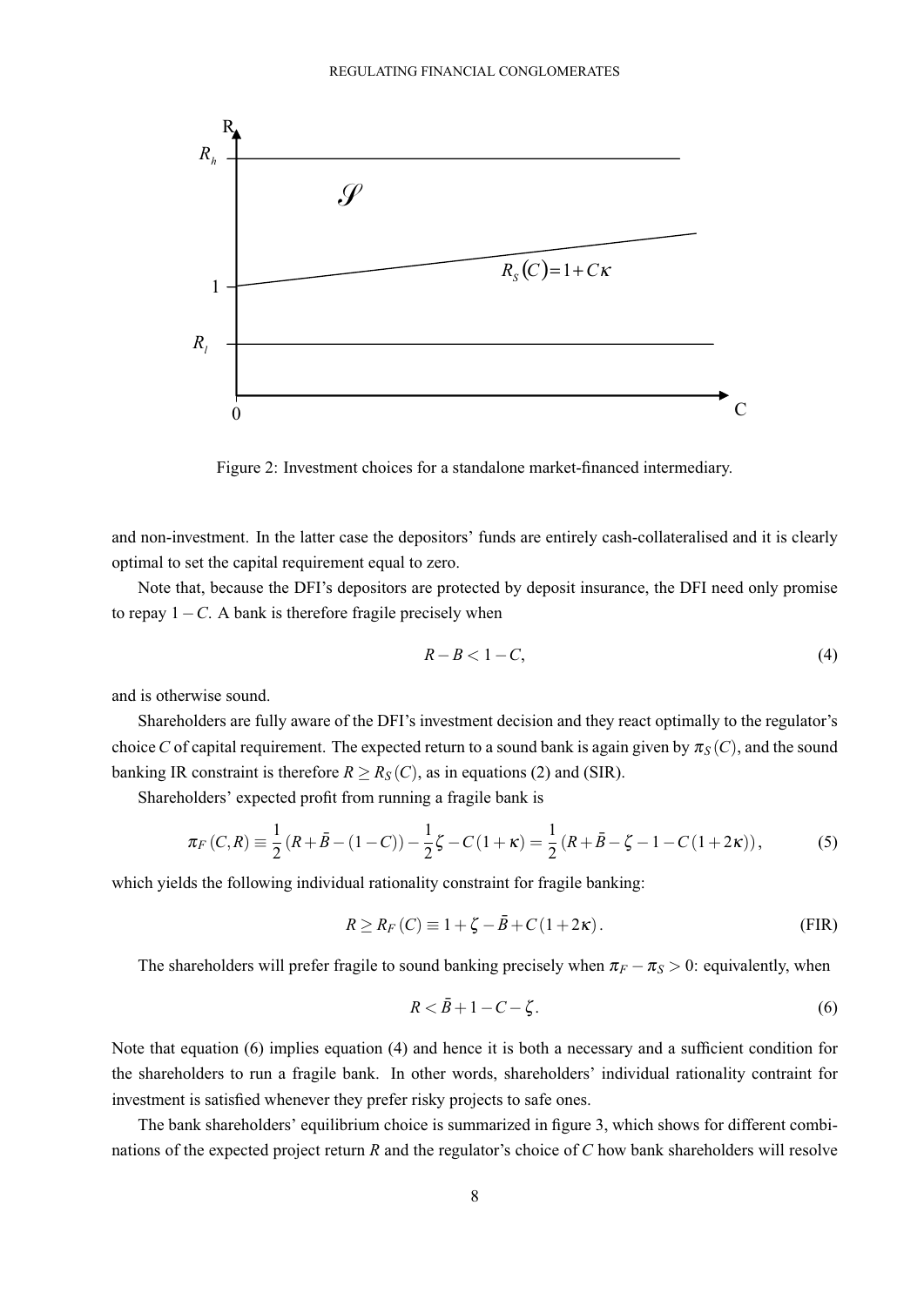Figure 2: Investment choices for a standalone market-financed intermediary.

and non-investment. In the latter case the depositors' funds are entirely cash-collateralised and it is clearly optimal to set the capital requirement equal to zero.

Note that, because the DFI's depositors are protected by deposit insurance, the DFI need only promise to repay $1-C$. A bank is therefore fragile precisely when

$$R-B<1-C, \tag{4}$$

and is otherwise sound.

Shareholders are fully aware of the DFI's investment decision and they react optimally to the regulator's choice $C$ of capital requirement. The expected return to a sound bank is again given by $\pi_S(C)$, and the sound banking IR constraint is therefore $R \geq R_S(C)$, as in equations (2) and (SIR).

Shareholders' expected profit from running a fragile bank is

$$\pi_F(C,R) \equiv \frac{1}{2}\left(R+\bar{B}-(1-C)\right)-\frac{1}{2}\zeta - C(1+\kappa) = \frac{1}{2}\left(R+\bar{B}-\zeta-1-C(1+2\kappa)\right), \tag{5}$$

which yields the following individual rationality constraint for fragile banking:

$$R \geq R_F(C) \equiv 1+\zeta-\bar{B}+C(1+2\kappa). \tag{FIR}$$

The shareholders will prefer fragile to sound banking precisely when $\pi_F - \pi_S > 0$: equivalently, when

$$R < \bar{B}+1-C-\zeta. \tag{6}$$

Note that equation (6) implies equation (4) and hence it is both a necessary and a sufficient condition for the shareholders to run a fragile bank. In other words, shareholders' individual rationality contraint for investment is satisfied whenever they prefer risky projects to safe ones.

The bank shareholders' equilibrium choice is summarized in figure 3, which shows for different combinations of the expected project return $R$ and the regulator's choice of $C$ how bank shareholders will resolve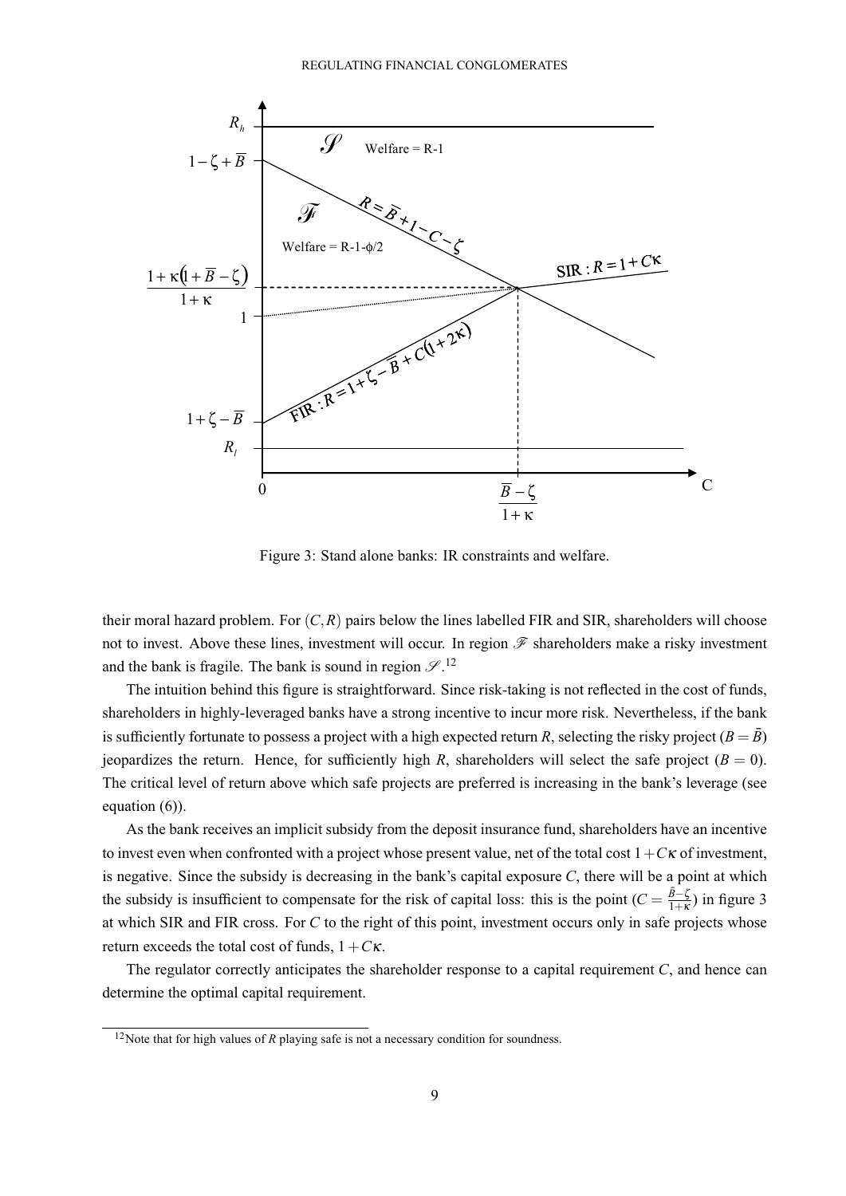Figure 3: Stand alone banks: IR constraints and welfare.

their moral hazard problem. For $(C,R)$ pairs below the lines labelled FIR and SIR, shareholders will choose not to invest. Above these lines, investment will occur. In region $\mathscr{F}$ shareholders make a risky investment and the bank is fragile. The bank is sound in region $\mathscr{S}$.[12]

The intuition behind this figure is straightforward. Since risk-taking is not reflected in the cost of funds, shareholders in highly-leveraged banks have a strong incentive to incur more risk. Nevertheless, if the bank is sufficiently fortunate to possess a project with a high expected return $R$, selecting the risky project ($B = \bar{B}$) jeopardizes the return. Hence, for sufficiently high $R$, shareholders will select the safe project ($B = 0$). The critical level of return above which safe projects are preferred is increasing in the bank's leverage (see equation (6)).

As the bank receives an implicit subsidy from the deposit insurance fund, shareholders have an incentive to invest even when confronted with a project whose present value, net of the total cost $1 + C\kappa$ of investment, is negative. Since the subsidy is decreasing in the bank's capital exposure $C$, there will be a point at which the subsidy is insufficient to compensate for the risk of capital loss: this is the point ($C = \frac{\bar{B}-\zeta}{1+\kappa}$) in figure 3 at which SIR and FIR cross. For $C$ to the right of this point, investment occurs only in safe projects whose return exceeds the total cost of funds, $1 + C\kappa$.

The regulator correctly anticipates the shareholder response to a capital requirement $C$, and hence can determine the optimal capital requirement.

[12]Note that for high values of $R$ playing safe is not a necessary condition for soundness.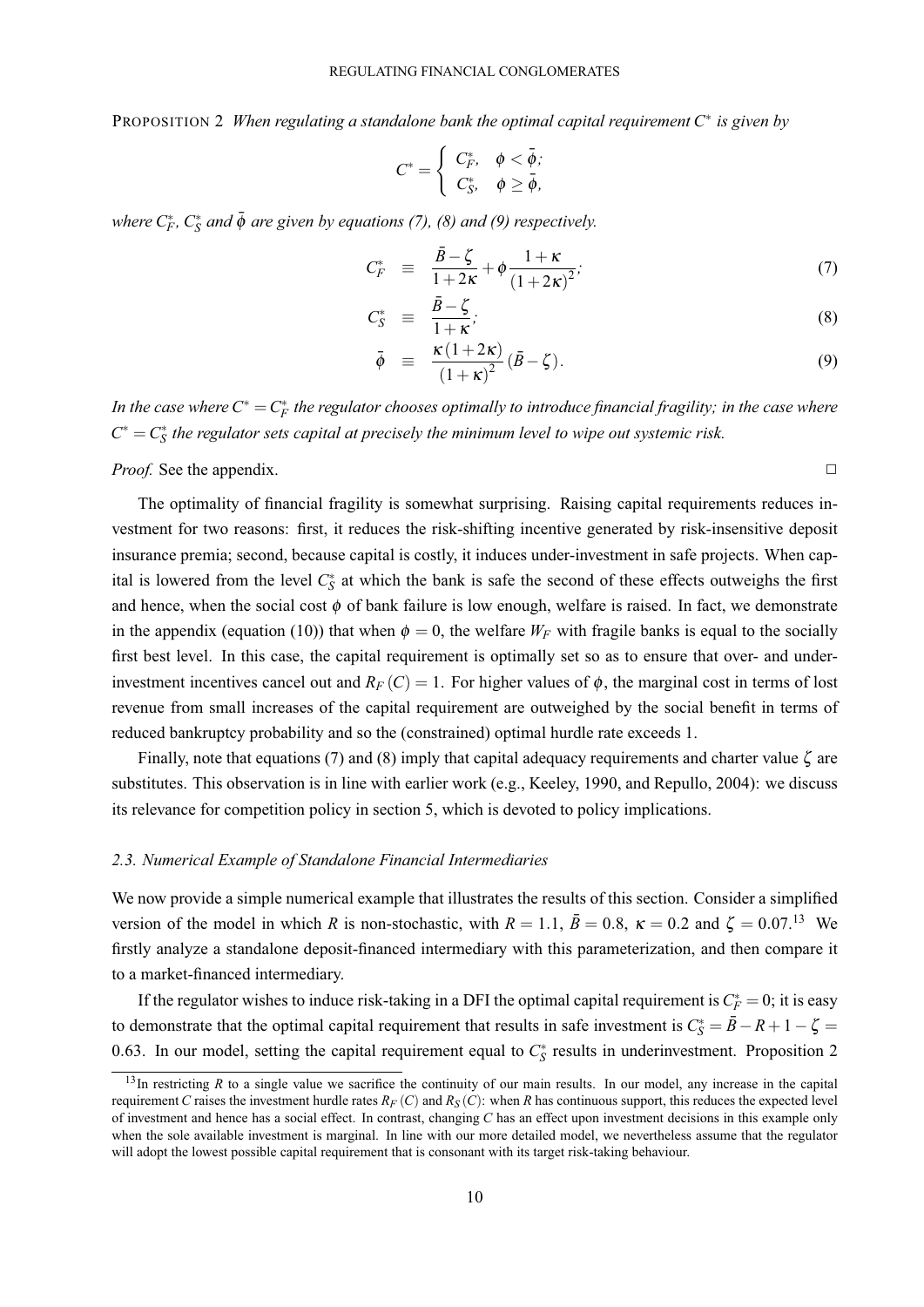PROPOSITION 2 *When regulating a standalone bank the optimal capital requirement $C^*$ is given by*

$$C^* = \begin{cases} C_F^*, & \phi < \bar{\phi}; \\ C_S^*, & \phi \geq \bar{\phi}, \end{cases}$$

*where $C_F^*$, $C_S^*$ and $\bar{\phi}$ are given by equations (7), (8) and (9) respectively.*

$$C_F^* \equiv \frac{\bar{B} - \zeta}{1 + 2\kappa} + \phi \frac{1 + \kappa}{(1 + 2\kappa)^2}; \tag{7}$$

$$C_S^* \equiv \frac{\bar{B} - \zeta}{1 + \kappa}; \tag{8}$$

$$\bar{\phi} \equiv \frac{\kappa(1 + 2\kappa)}{(1 + \kappa)^2}(\bar{B} - \zeta). \tag{9}$$

*In the case where $C^* = C_F^*$ the regulator chooses optimally to introduce financial fragility; in the case where $C^* = C_S^*$ the regulator sets capital at precisely the minimum level to wipe out systemic risk.*

*Proof.* See the appendix. □

The optimality of financial fragility is somewhat surprising. Raising capital requirements reduces investment for two reasons: first, it reduces the risk-shifting incentive generated by risk-insensitive deposit insurance premia; second, because capital is costly, it induces under-investment in safe projects. When capital is lowered from the level $C_S^*$ at which the bank is safe the second of these effects outweighs the first and hence, when the social cost $\phi$ of bank failure is low enough, welfare is raised. In fact, we demonstrate in the appendix (equation (10)) that when $\phi = 0$, the welfare $W_F$ with fragile banks is equal to the socially first best level. In this case, the capital requirement is optimally set so as to ensure that over- and under-investment incentives cancel out and $R_F(C) = 1$. For higher values of $\phi$, the marginal cost in terms of lost revenue from small increases of the capital requirement are outweighed by the social benefit in terms of reduced bankruptcy probability and so the (constrained) optimal hurdle rate exceeds 1.

Finally, note that equations (7) and (8) imply that capital adequacy requirements and charter value $\zeta$ are substitutes. This observation is in line with earlier work (e.g., Keeley, 1990, and Repullo, 2004): we discuss its relevance for competition policy in section 5, which is devoted to policy implications.

### *2.3. Numerical Example of Standalone Financial Intermediaries*

We now provide a simple numerical example that illustrates the results of this section. Consider a simplified version of the model in which $R$ is non-stochastic, with $R = 1.1$, $\bar{B} = 0.8$, $\kappa = 0.2$ and $\zeta = 0.07$.[13] We firstly analyze a standalone deposit-financed intermediary with this parameterization, and then compare it to a market-financed intermediary.

If the regulator wishes to induce risk-taking in a DFI the optimal capital requirement is $C_F^* = 0$; it is easy to demonstrate that the optimal capital requirement that results in safe investment is $C_S^* = \bar{B} - R + 1 - \zeta = 0.63$. In our model, setting the capital requirement equal to $C_S^*$ results in underinvestment. Proposition 2

[13] In restricting $R$ to a single value we sacrifice the continuity of our main results. In our model, any increase in the capital requirement $C$ raises the investment hurdle rates $R_F(C)$ and $R_S(C)$: when $R$ has continuous support, this reduces the expected level of investment and hence has a social effect. In contrast, changing $C$ has an effect upon investment decisions in this example only when the sole available investment is marginal. In line with our more detailed model, we nevertheless assume that the regulator will adopt the lowest possible capital requirement that is consonant with its target risk-taking behaviour.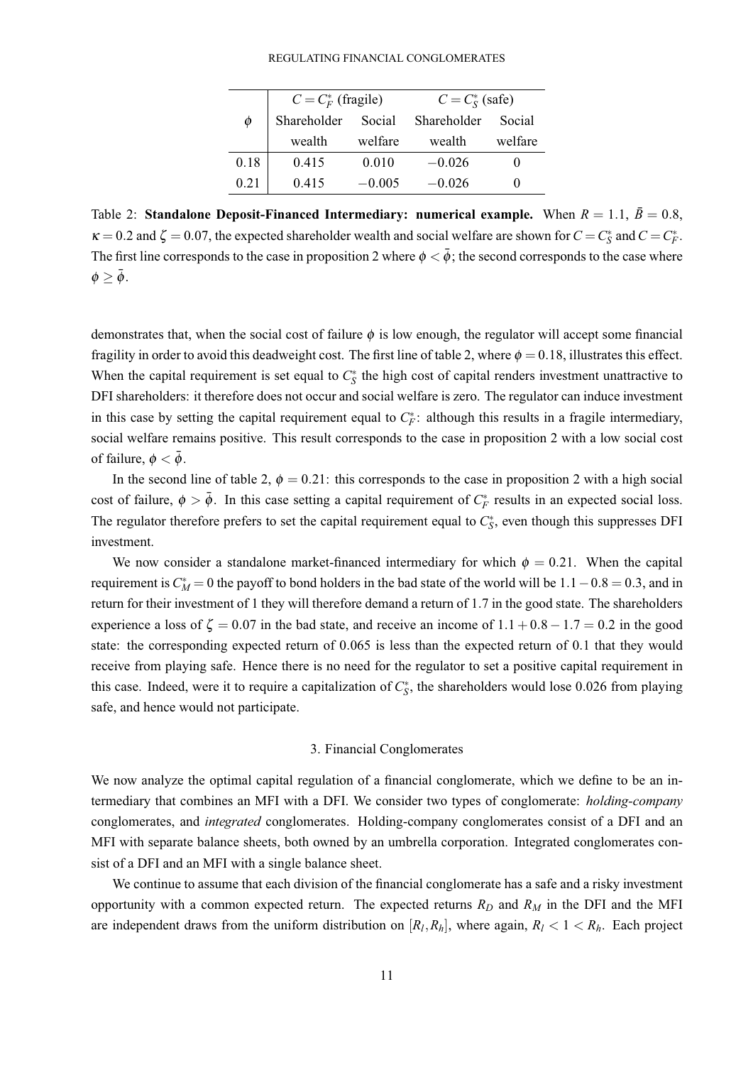| $\phi$ | $C = C_F^*$ (fragile) | | $C = C_S^*$ (safe) | |
|---|---|---|---|---|
| | Shareholder wealth | Social welfare | Shareholder wealth | Social welfare |
| 0.18 | 0.415 | 0.010 | −0.026 | 0 |
| 0.21 | 0.415 | −0.005 | −0.026 | 0 |

Table 2: **Standalone Deposit-Financed Intermediary: numerical example.** When $R = 1.1$, $\bar{B} = 0.8$, $\kappa = 0.2$ and $\zeta = 0.07$, the expected shareholder wealth and social welfare are shown for $C = C_S^*$ and $C = C_F^*$. The first line corresponds to the case in proposition 2 where $\phi < \bar{\phi}$; the second corresponds to the case where $\phi \geq \bar{\phi}$.

demonstrates that, when the social cost of failure $\phi$ is low enough, the regulator will accept some financial fragility in order to avoid this deadweight cost. The first line of table 2, where $\phi = 0.18$, illustrates this effect. When the capital requirement is set equal to $C_S^*$ the high cost of capital renders investment unattractive to DFI shareholders: it therefore does not occur and social welfare is zero. The regulator can induce investment in this case by setting the capital requirement equal to $C_F^*$: although this results in a fragile intermediary, social welfare remains positive. This result corresponds to the case in proposition 2 with a low social cost of failure, $\phi < \bar{\phi}$.

In the second line of table 2, $\phi = 0.21$: this corresponds to the case in proposition 2 with a high social cost of failure, $\phi > \bar{\phi}$. In this case setting a capital requirement of $C_F^*$ results in an expected social loss. The regulator therefore prefers to set the capital requirement equal to $C_S^*$, even though this suppresses DFI investment.

We now consider a standalone market-financed intermediary for which $\phi = 0.21$. When the capital requirement is $C_M^* = 0$ the payoff to bond holders in the bad state of the world will be $1.1 - 0.8 = 0.3$, and in return for their investment of 1 they will therefore demand a return of 1.7 in the good state. The shareholders experience a loss of $\zeta = 0.07$ in the bad state, and receive an income of $1.1 + 0.8 - 1.7 = 0.2$ in the good state: the corresponding expected return of 0.065 is less than the expected return of 0.1 that they would receive from playing safe. Hence there is no need for the regulator to set a positive capital requirement in this case. Indeed, were it to require a capitalization of $C_S^*$, the shareholders would lose 0.026 from playing safe, and hence would not participate.

## 3. Financial Conglomerates

We now analyze the optimal capital regulation of a financial conglomerate, which we define to be an intermediary that combines an MFI with a DFI. We consider two types of conglomerate: *holding-company* conglomerates, and *integrated* conglomerates. Holding-company conglomerates consist of a DFI and an MFI with separate balance sheets, both owned by an umbrella corporation. Integrated conglomerates consist of a DFI and an MFI with a single balance sheet.

We continue to assume that each division of the financial conglomerate has a safe and a risky investment opportunity with a common expected return. The expected returns $R_D$ and $R_M$ in the DFI and the MFI are independent draws from the uniform distribution on $[R_l, R_h]$, where again, $R_l < 1 < R_h$. Each project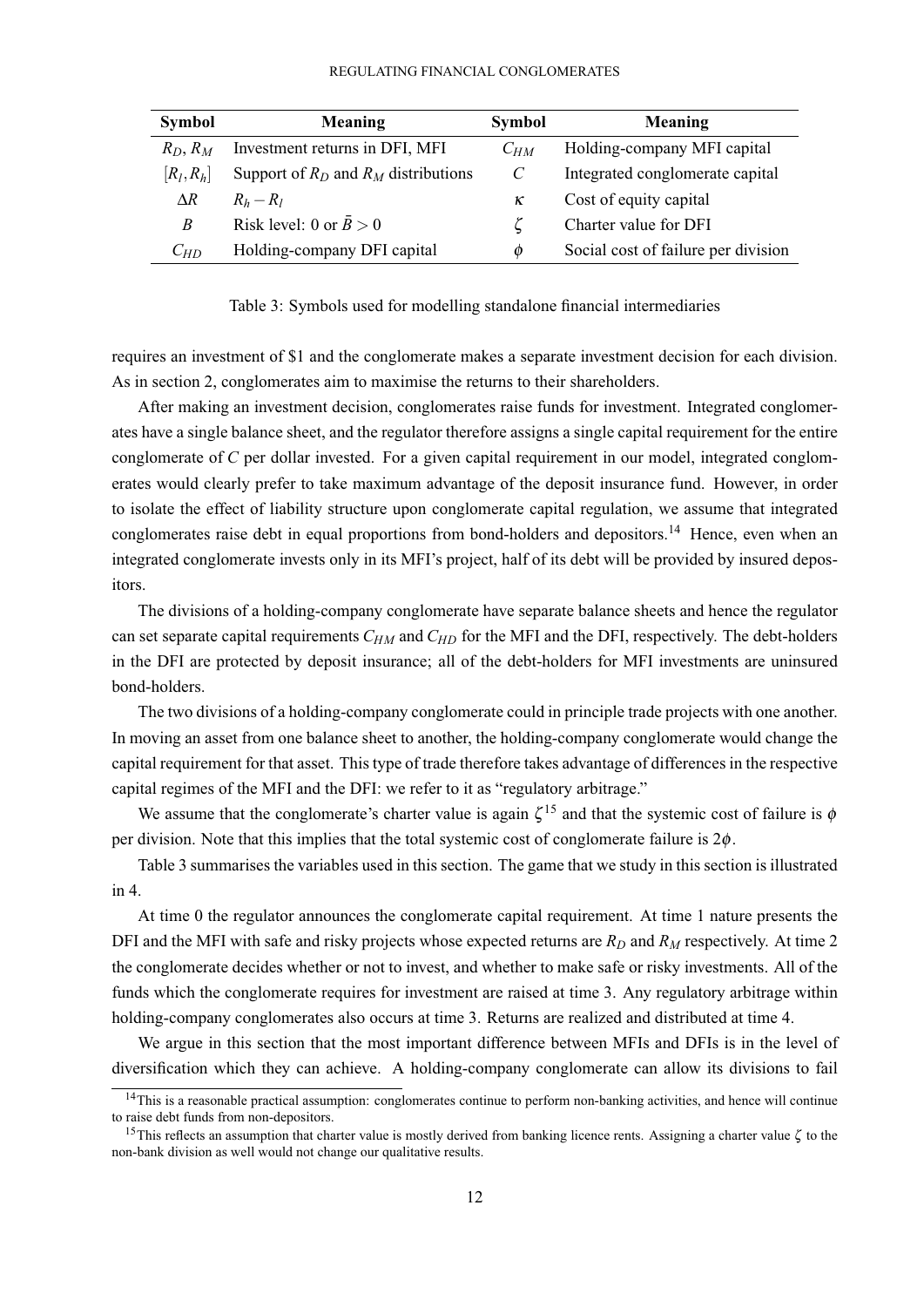| Symbol | Meaning | Symbol | Meaning |
|---|---|---|---|
| $R_D, R_M$ | Investment returns in DFI, MFI | $C_{HM}$ | Holding-company MFI capital |
| $[R_l, R_h]$ | Support of $R_D$ and $R_M$ distributions | $C$ | Integrated conglomerate capital |
| $\Delta R$ | $R_h - R_l$ | $\kappa$ | Cost of equity capital |
| $B$ | Risk level: 0 or $\bar{B} > 0$ | $\zeta$ | Charter value for DFI |
| $C_{HD}$ | Holding-company DFI capital | $\phi$ | Social cost of failure per division |

Table 3: Symbols used for modelling standalone financial intermediaries

requires an investment of $1 and the conglomerate makes a separate investment decision for each division. As in section 2, conglomerates aim to maximise the returns to their shareholders.

After making an investment decision, conglomerates raise funds for investment. Integrated conglomerates have a single balance sheet, and the regulator therefore assigns a single capital requirement for the entire conglomerate of $C$ per dollar invested. For a given capital requirement in our model, integrated conglomerates would clearly prefer to take maximum advantage of the deposit insurance fund. However, in order to isolate the effect of liability structure upon conglomerate capital regulation, we assume that integrated conglomerates raise debt in equal proportions from bond-holders and depositors.[14] Hence, even when an integrated conglomerate invests only in its MFI's project, half of its debt will be provided by insured depositors.

The divisions of a holding-company conglomerate have separate balance sheets and hence the regulator can set separate capital requirements $C_{HM}$ and $C_{HD}$ for the MFI and the DFI, respectively. The debt-holders in the DFI are protected by deposit insurance; all of the debt-holders for MFI investments are uninsured bond-holders.

The two divisions of a holding-company conglomerate could in principle trade projects with one another. In moving an asset from one balance sheet to another, the holding-company conglomerate would change the capital requirement for that asset. This type of trade therefore takes advantage of differences in the respective capital regimes of the MFI and the DFI: we refer to it as "regulatory arbitrage."

We assume that the conglomerate's charter value is again $\zeta$[15] and that the systemic cost of failure is $\phi$ per division. Note that this implies that the total systemic cost of conglomerate failure is $2\phi$.

Table 3 summarises the variables used in this section. The game that we study in this section is illustrated in 4.

At time 0 the regulator announces the conglomerate capital requirement. At time 1 nature presents the DFI and the MFI with safe and risky projects whose expected returns are $R_D$ and $R_M$ respectively. At time 2 the conglomerate decides whether or not to invest, and whether to make safe or risky investments. All of the funds which the conglomerate requires for investment are raised at time 3. Any regulatory arbitrage within holding-company conglomerates also occurs at time 3. Returns are realized and distributed at time 4.

We argue in this section that the most important difference between MFIs and DFIs is in the level of diversification which they can achieve. A holding-company conglomerate can allow its divisions to fail

[14] This is a reasonable practical assumption: conglomerates continue to perform non-banking activities, and hence will continue to raise debt funds from non-depositors.

[15] This reflects an assumption that charter value is mostly derived from banking licence rents. Assigning a charter value $\zeta$ to the non-bank division as well would not change our qualitative results.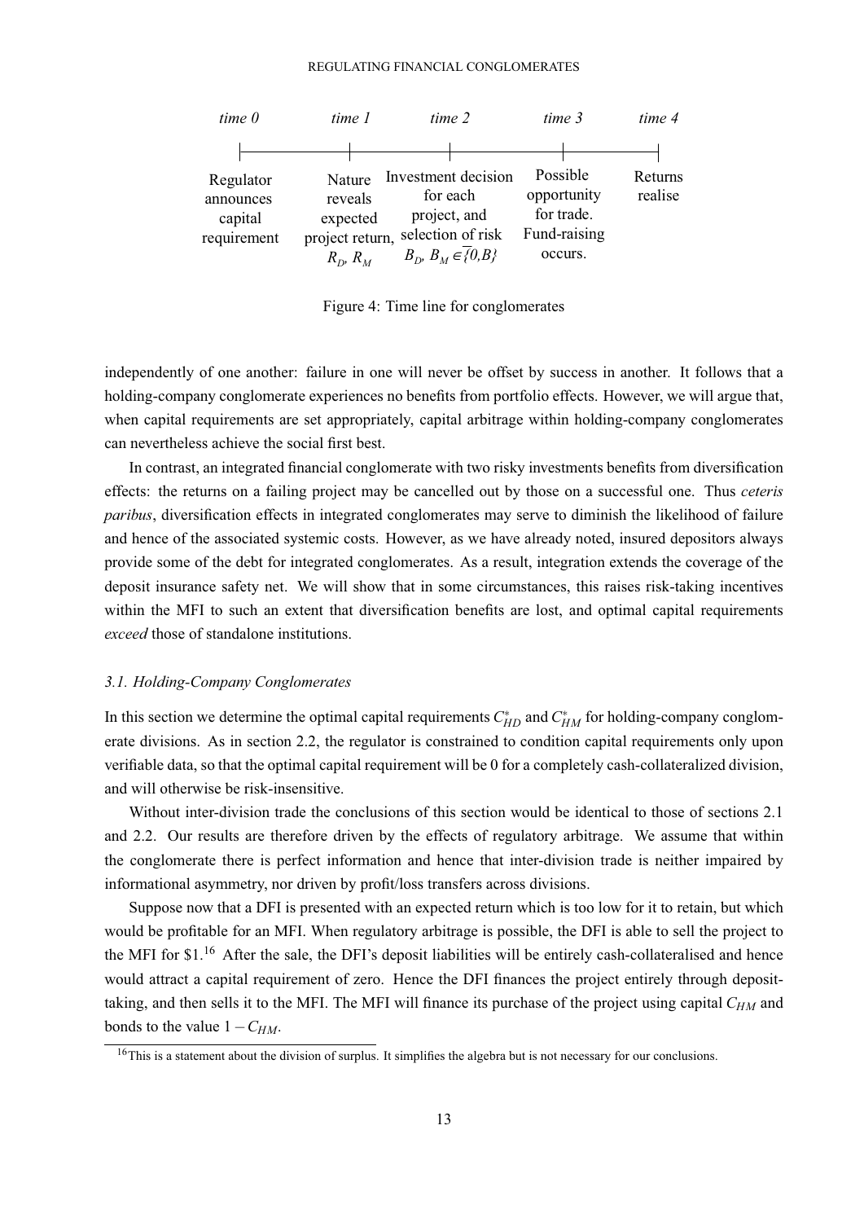| time 0 | time 1 | time 2 | time 3 | time 4 |
|---|---|---|---|---|
| Regulator announces capital requirement | Nature reveals expected project return, $R_D$, $R_M$ | Investment decision for each project, and selection of risk $B_D, B_M \in \{0, B\}$ | Possible opportunity for trade. Fund-raising occurs. | Returns realise |

Figure 4: Time line for conglomerates

independently of one another: failure in one will never be offset by success in another. It follows that a holding-company conglomerate experiences no benefits from portfolio effects. However, we will argue that, when capital requirements are set appropriately, capital arbitrage within holding-company conglomerates can nevertheless achieve the social first best.

In contrast, an integrated financial conglomerate with two risky investments benefits from diversification effects: the returns on a failing project may be cancelled out by those on a successful one. Thus *ceteris paribus*, diversification effects in integrated conglomerates may serve to diminish the likelihood of failure and hence of the associated systemic costs. However, as we have already noted, insured depositors always provide some of the debt for integrated conglomerates. As a result, integration extends the coverage of the deposit insurance safety net. We will show that in some circumstances, this raises risk-taking incentives within the MFI to such an extent that diversification benefits are lost, and optimal capital requirements *exceed* those of standalone institutions.

### *3.1. Holding-Company Conglomerates*

In this section we determine the optimal capital requirements $C^*_{HD}$ and $C^*_{HM}$ for holding-company conglomerate divisions. As in section 2.2, the regulator is constrained to condition capital requirements only upon verifiable data, so that the optimal capital requirement will be 0 for a completely cash-collateralized division, and will otherwise be risk-insensitive.

Without inter-division trade the conclusions of this section would be identical to those of sections 2.1 and 2.2. Our results are therefore driven by the effects of regulatory arbitrage. We assume that within the conglomerate there is perfect information and hence that inter-division trade is neither impaired by informational asymmetry, nor driven by profit/loss transfers across divisions.

Suppose now that a DFI is presented with an expected return which is too low for it to retain, but which would be profitable for an MFI. When regulatory arbitrage is possible, the DFI is able to sell the project to the MFI for \$1.[16] After the sale, the DFI's deposit liabilities will be entirely cash-collateralised and hence would attract a capital requirement of zero. Hence the DFI finances the project entirely through deposit-taking, and then sells it to the MFI. The MFI will finance its purchase of the project using capital $C_{HM}$ and bonds to the value $1 - C_{HM}$.

[16] This is a statement about the division of surplus. It simplifies the algebra but is not necessary for our conclusions.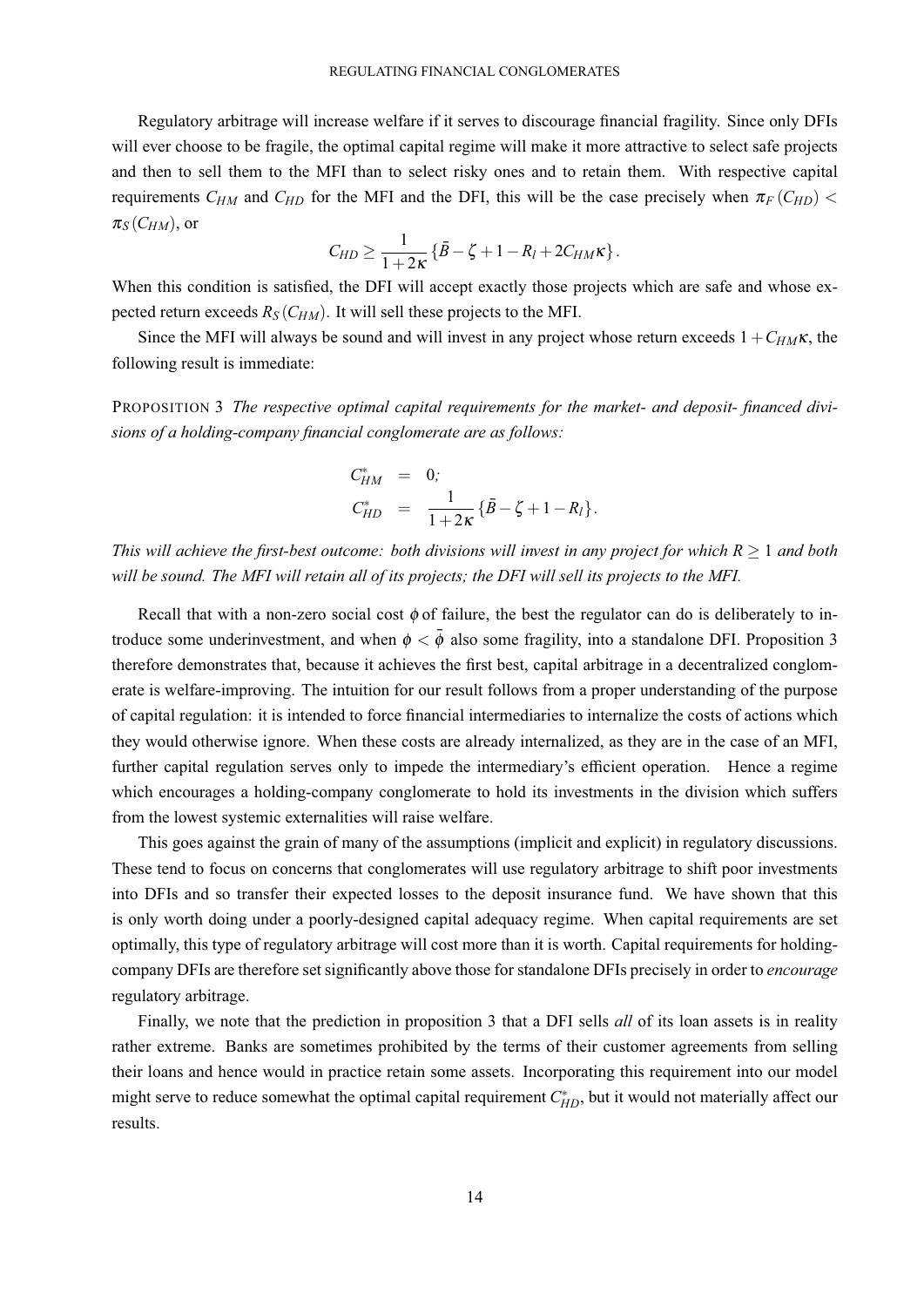Regulatory arbitrage will increase welfare if it serves to discourage financial fragility. Since only DFIs will ever choose to be fragile, the optimal capital regime will make it more attractive to select safe projects and then to sell them to the MFI than to select risky ones and to retain them. With respective capital requirements $C_{HM}$ and $C_{HD}$ for the MFI and the DFI, this will be the case precisely when $\pi_F(C_{HD}) < \pi_S(C_{HM})$, or

$$C_{HD} \geq \frac{1}{1+2\kappa}\left\{\bar{B} - \zeta + 1 - R_l + 2C_{HM}\kappa\right\}.$$

When this condition is satisfied, the DFI will accept exactly those projects which are safe and whose expected return exceeds $R_S(C_{HM})$. It will sell these projects to the MFI.

Since the MFI will always be sound and will invest in any project whose return exceeds $1 + C_{HM}\kappa$, the following result is immediate:

PROPOSITION 3 *The respective optimal capital requirements for the market- and deposit- financed divisions of a holding-company financial conglomerate are as follows:*

$$\begin{aligned} C_{HM}^{*} &= 0; \\ C_{HD}^{*} &= \frac{1}{1+2\kappa}\left\{\bar{B} - \zeta + 1 - R_l\right\}. \end{aligned}$$

*This will achieve the first-best outcome: both divisions will invest in any project for which $R \geq 1$ and both will be sound. The MFI will retain all of its projects; the DFI will sell its projects to the MFI.*

Recall that with a non-zero social cost $\phi$ of failure, the best the regulator can do is deliberately to introduce some underinvestment, and when $\phi < \bar{\phi}$ also some fragility, into a standalone DFI. Proposition 3 therefore demonstrates that, because it achieves the first best, capital arbitrage in a decentralized conglomerate is welfare-improving. The intuition for our result follows from a proper understanding of the purpose of capital regulation: it is intended to force financial intermediaries to internalize the costs of actions which they would otherwise ignore. When these costs are already internalized, as they are in the case of an MFI, further capital regulation serves only to impede the intermediary's efficient operation. Hence a regime which encourages a holding-company conglomerate to hold its investments in the division which suffers from the lowest systemic externalities will raise welfare.

This goes against the grain of many of the assumptions (implicit and explicit) in regulatory discussions. These tend to focus on concerns that conglomerates will use regulatory arbitrage to shift poor investments into DFIs and so transfer their expected losses to the deposit insurance fund. We have shown that this is only worth doing under a poorly-designed capital adequacy regime. When capital requirements are set optimally, this type of regulatory arbitrage will cost more than it is worth. Capital requirements for holding-company DFIs are therefore set significantly above those for standalone DFIs precisely in order to *encourage* regulatory arbitrage.

Finally, we note that the prediction in proposition 3 that a DFI sells *all* of its loan assets is in reality rather extreme. Banks are sometimes prohibited by the terms of their customer agreements from selling their loans and hence would in practice retain some assets. Incorporating this requirement into our model might serve to reduce somewhat the optimal capital requirement $C_{HD}^{*}$, but it would not materially affect our results.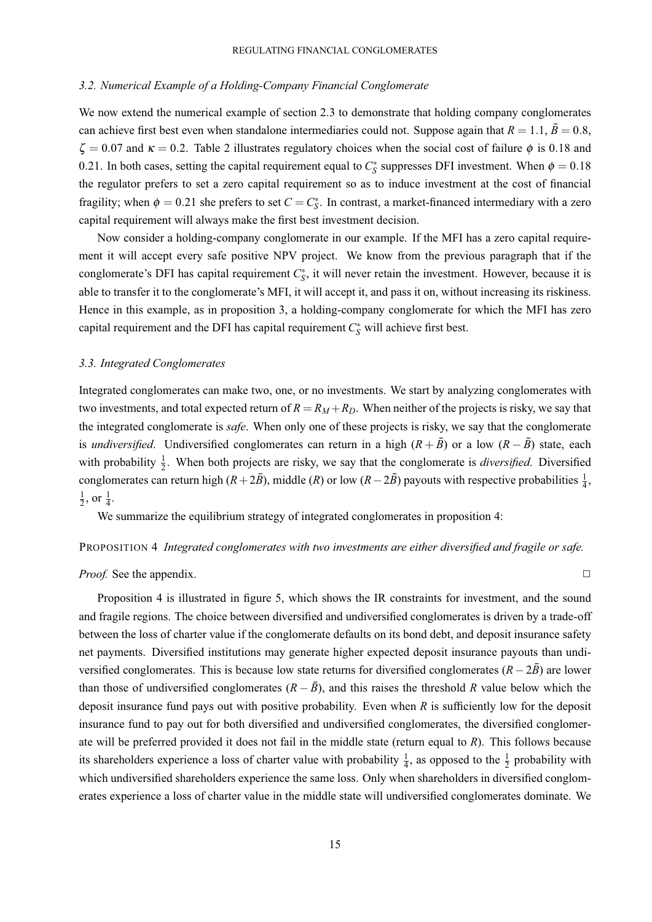### *3.2. Numerical Example of a Holding-Company Financial Conglomerate*

We now extend the numerical example of section 2.3 to demonstrate that holding company conglomerates can achieve first best even when standalone intermediaries could not. Suppose again that $R = 1.1$, $\bar{B} = 0.8$, $\zeta = 0.07$ and $\kappa = 0.2$. Table 2 illustrates regulatory choices when the social cost of failure $\phi$ is 0.18 and 0.21. In both cases, setting the capital requirement equal to $C_S^*$ suppresses DFI investment. When $\phi = 0.18$ the regulator prefers to set a zero capital requirement so as to induce investment at the cost of financial fragility; when $\phi = 0.21$ she prefers to set $C = C_S^*$. In contrast, a market-financed intermediary with a zero capital requirement will always make the first best investment decision.

Now consider a holding-company conglomerate in our example. If the MFI has a zero capital requirement it will accept every safe positive NPV project. We know from the previous paragraph that if the conglomerate's DFI has capital requirement $C_S^*$, it will never retain the investment. However, because it is able to transfer it to the conglomerate's MFI, it will accept it, and pass it on, without increasing its riskiness. Hence in this example, as in proposition 3, a holding-company conglomerate for which the MFI has zero capital requirement and the DFI has capital requirement $C_S^*$ will achieve first best.

### *3.3. Integrated Conglomerates*

Integrated conglomerates can make two, one, or no investments. We start by analyzing conglomerates with two investments, and total expected return of $R = R_M + R_D$. When neither of the projects is risky, we say that the integrated conglomerate is *safe*. When only one of these projects is risky, we say that the conglomerate is *undiversified*. Undiversified conglomerates can return in a high $(R + \bar{B})$ or a low $(R - \bar{B})$ state, each with probability $\frac{1}{2}$. When both projects are risky, we say that the conglomerate is *diversified*. Diversified conglomerates can return high $(R + 2\bar{B})$, middle $(R)$ or low $(R - 2\bar{B})$ payouts with respective probabilities $\frac{1}{4}$, $\frac{1}{2}$, or $\frac{1}{4}$.

We summarize the equilibrium strategy of integrated conglomerates in proposition 4:

PROPOSITION 4 *Integrated conglomerates with two investments are either diversified and fragile or safe.*

*Proof.* See the appendix. □

Proposition 4 is illustrated in figure 5, which shows the IR constraints for investment, and the sound and fragile regions. The choice between diversified and undiversified conglomerates is driven by a trade-off between the loss of charter value if the conglomerate defaults on its bond debt, and deposit insurance safety net payments. Diversified institutions may generate higher expected deposit insurance payouts than undiversified conglomerates. This is because low state returns for diversified conglomerates $(R - 2\bar{B})$ are lower than those of undiversified conglomerates $(R - \bar{B})$, and this raises the threshold $R$ value below which the deposit insurance fund pays out with positive probability. Even when $R$ is sufficiently low for the deposit insurance fund to pay out for both diversified and undiversified conglomerates, the diversified conglomerate will be preferred provided it does not fail in the middle state (return equal to $R$). This follows because its shareholders experience a loss of charter value with probability $\frac{1}{4}$, as opposed to the $\frac{1}{2}$ probability with which undiversified shareholders experience the same loss. Only when shareholders in diversified conglomerates experience a loss of charter value in the middle state will undiversified conglomerates dominate. We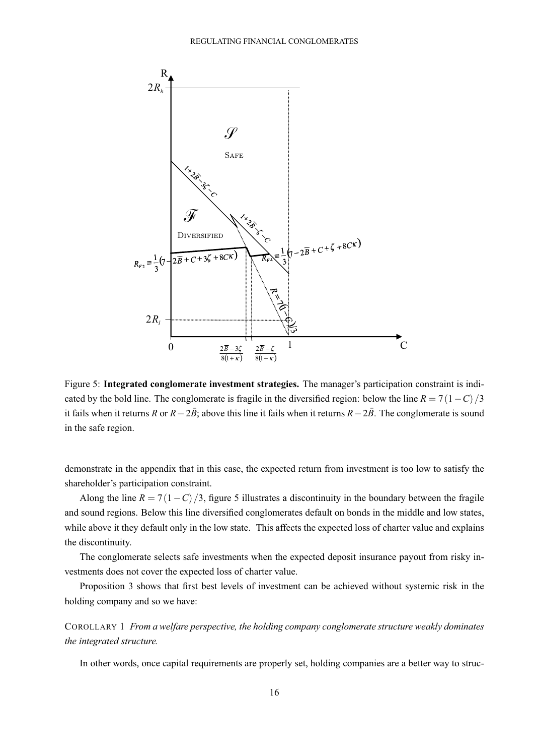Figure 5: **Integrated conglomerate investment strategies.** The manager's participation constraint is indicated by the bold line. The conglomerate is fragile in the diversified region: below the line $R = 7(1-C)/3$ it fails when it returns $R$ or $R - 2\bar{B}$; above this line it fails when it returns $R - 2\bar{B}$. The conglomerate is sound in the safe region.

demonstrate in the appendix that in this case, the expected return from investment is too low to satisfy the shareholder's participation constraint.

Along the line $R = 7(1-C)/3$, figure 5 illustrates a discontinuity in the boundary between the fragile and sound regions. Below this line diversified conglomerates default on bonds in the middle and low states, while above it they default only in the low state. This affects the expected loss of charter value and explains the discontinuity.

The conglomerate selects safe investments when the expected deposit insurance payout from risky investments does not cover the expected loss of charter value.

Proposition 3 shows that first best levels of investment can be achieved without systemic risk in the holding company and so we have:

COROLLARY 1 *From a welfare perspective, the holding company conglomerate structure weakly dominates the integrated structure.*

In other words, once capital requirements are properly set, holding companies are a better way to struc-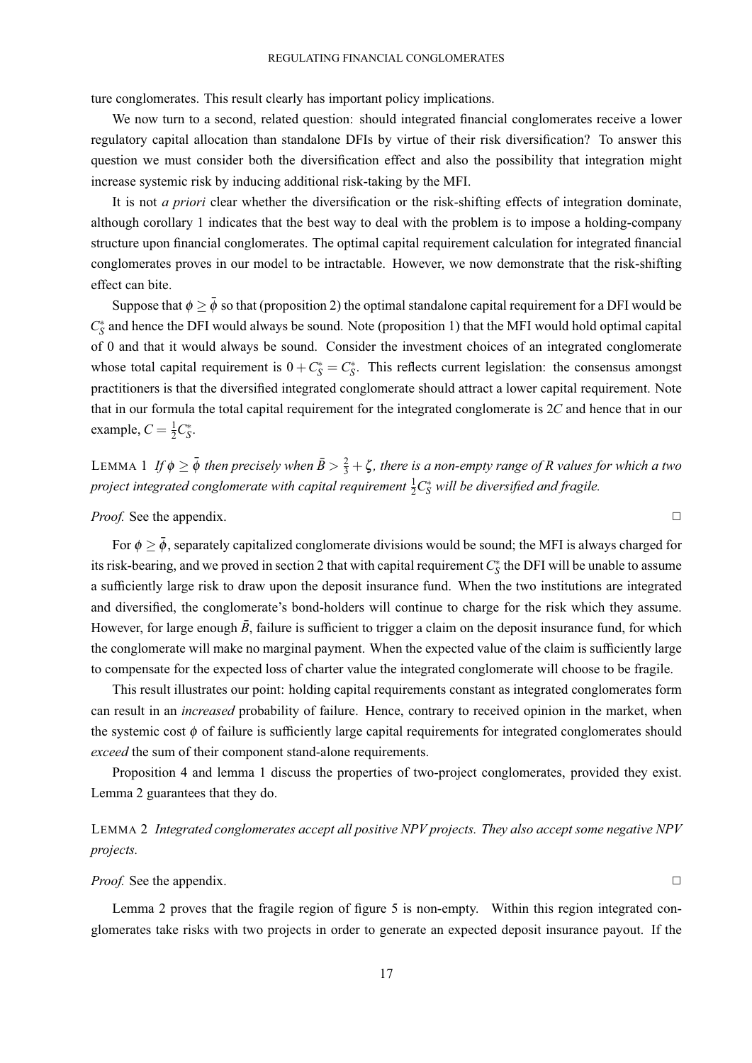ture conglomerates. This result clearly has important policy implications.

We now turn to a second, related question: should integrated financial conglomerates receive a lower regulatory capital allocation than standalone DFIs by virtue of their risk diversification? To answer this question we must consider both the diversification effect and also the possibility that integration might increase systemic risk by inducing additional risk-taking by the MFI.

It is not *a priori* clear whether the diversification or the risk-shifting effects of integration dominate, although corollary 1 indicates that the best way to deal with the problem is to impose a holding-company structure upon financial conglomerates. The optimal capital requirement calculation for integrated financial conglomerates proves in our model to be intractable. However, we now demonstrate that the risk-shifting effect can bite.

Suppose that $\phi \geq \bar{\phi}$ so that (proposition 2) the optimal standalone capital requirement for a DFI would be $C_S^*$ and hence the DFI would always be sound. Note (proposition 1) that the MFI would hold optimal capital of 0 and that it would always be sound. Consider the investment choices of an integrated conglomerate whose total capital requirement is $0 + C_S^* = C_S^*$. This reflects current legislation: the consensus amongst practitioners is that the diversified integrated conglomerate should attract a lower capital requirement. Note that in our formula the total capital requirement for the integrated conglomerate is $2C$ and hence that in our example, $C = \frac{1}{2}C_S^*$.

LEMMA 1 *If $\phi \geq \bar{\phi}$ then precisely when $\bar{B} > \frac{2}{3} + \zeta$, there is a non-empty range of $R$ values for which a two project integrated conglomerate with capital requirement $\frac{1}{2}C_S^*$ will be diversified and fragile.*

*Proof.* See the appendix. □

For $\phi \geq \bar{\phi}$, separately capitalized conglomerate divisions would be sound; the MFI is always charged for its risk-bearing, and we proved in section 2 that with capital requirement $C_S^*$ the DFI will be unable to assume a sufficiently large risk to draw upon the deposit insurance fund. When the two institutions are integrated and diversified, the conglomerate's bond-holders will continue to charge for the risk which they assume. However, for large enough $\bar{B}$, failure is sufficient to trigger a claim on the deposit insurance fund, for which the conglomerate will make no marginal payment. When the expected value of the claim is sufficiently large to compensate for the expected loss of charter value the integrated conglomerate will choose to be fragile.

This result illustrates our point: holding capital requirements constant as integrated conglomerates form can result in an *increased* probability of failure. Hence, contrary to received opinion in the market, when the systemic cost $\phi$ of failure is sufficiently large capital requirements for integrated conglomerates should *exceed* the sum of their component stand-alone requirements.

Proposition 4 and lemma 1 discuss the properties of two-project conglomerates, provided they exist. Lemma 2 guarantees that they do.

LEMMA 2 *Integrated conglomerates accept all positive NPV projects. They also accept some negative NPV projects.*

*Proof.* See the appendix. □

Lemma 2 proves that the fragile region of figure 5 is non-empty. Within this region integrated conglomerates take risks with two projects in order to generate an expected deposit insurance payout. If the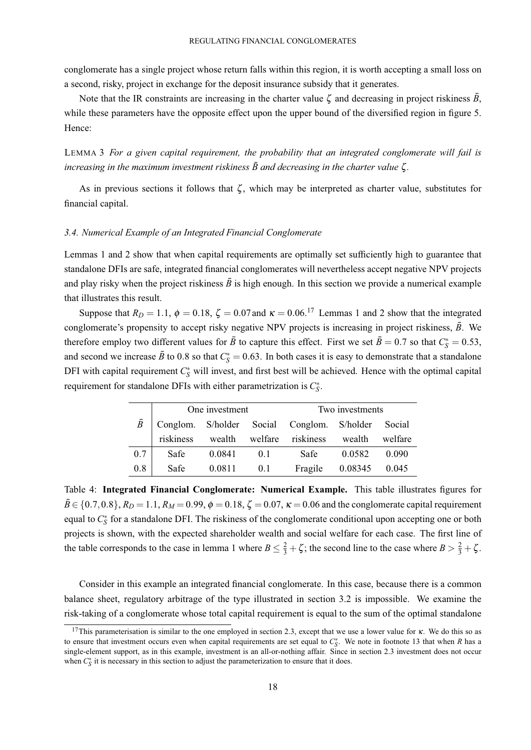conglomerate has a single project whose return falls within this region, it is worth accepting a small loss on a second, risky, project in exchange for the deposit insurance subsidy that it generates.

Note that the IR constraints are increasing in the charter value $\zeta$ and decreasing in project riskiness $\bar{B}$, while these parameters have the opposite effect upon the upper bound of the diversified region in figure 5. Hence:

LEMMA 3 *For a given capital requirement, the probability that an integrated conglomerate will fail is increasing in the maximum investment riskiness $\bar{B}$ and decreasing in the charter value $\zeta$.*

As in previous sections it follows that $\zeta$, which may be interpreted as charter value, substitutes for financial capital.

### 3.4. Numerical Example of an Integrated Financial Conglomerate

Lemmas 1 and 2 show that when capital requirements are optimally set sufficiently high to guarantee that standalone DFIs are safe, integrated financial conglomerates will nevertheless accept negative NPV projects and play risky when the project riskiness $\bar{B}$ is high enough. In this section we provide a numerical example that illustrates this result.

Suppose that $R_D = 1.1$, $\phi = 0.18$, $\zeta = 0.07$ and $\kappa = 0.06$.[17] Lemmas 1 and 2 show that the integrated conglomerate's propensity to accept risky negative NPV projects is increasing in project riskiness, $\bar{B}$. We therefore employ two different values for $\bar{B}$ to capture this effect. First we set $\bar{B} = 0.7$ so that $C_S^* = 0.53$, and second we increase $\bar{B}$ to 0.8 so that $C_S^* = 0.63$. In both cases it is easy to demonstrate that a standalone DFI with capital requirement $C_S^*$ will invest, and first best will be achieved. Hence with the optimal capital requirement for standalone DFIs with either parametrization is $C_S^*$.

| $\bar{B}$ | One investment | | | Two investments | | |
|---|---|---|---|---|---|---|
| | Conglom. riskiness | S/holder wealth | Social welfare | Conglom. riskiness | S/holder wealth | Social welfare |
| 0.7 | Safe | 0.0841 | 0.1 | Safe | 0.0582 | 0.090 |
| 0.8 | Safe | 0.0811 | 0.1 | Fragile | 0.08345 | 0.045 |

Table 4: **Integrated Financial Conglomerate: Numerical Example.** This table illustrates figures for $\bar{B} \in \{0.7, 0.8\}$, $R_D = 1.1$, $R_M = 0.99$, $\phi = 0.18$, $\zeta = 0.07$, $\kappa = 0.06$ and the conglomerate capital requirement equal to $C_S^*$ for a standalone DFI. The riskiness of the conglomerate conditional upon accepting one or both projects is shown, with the expected shareholder wealth and social welfare for each case. The first line of the table corresponds to the case in lemma 1 where $B \leq \frac{2}{3} + \zeta$; the second line to the case where $B > \frac{2}{3} + \zeta$.

Consider in this example an integrated financial conglomerate. In this case, because there is a common balance sheet, regulatory arbitrage of the type illustrated in section 3.2 is impossible. We examine the risk-taking of a conglomerate whose total capital requirement is equal to the sum of the optimal standalone

[17] This parameterisation is similar to the one employed in section 2.3, except that we use a lower value for $\kappa$. We do this so as to ensure that investment occurs even when capital requirements are set equal to $C_S^*$. We note in footnote 13 that when $R$ has a single-element support, as in this example, investment is an all-or-nothing affair. Since in section 2.3 investment does not occur when $C_S^*$ it is necessary in this section to adjust the parameterization to ensure that it does.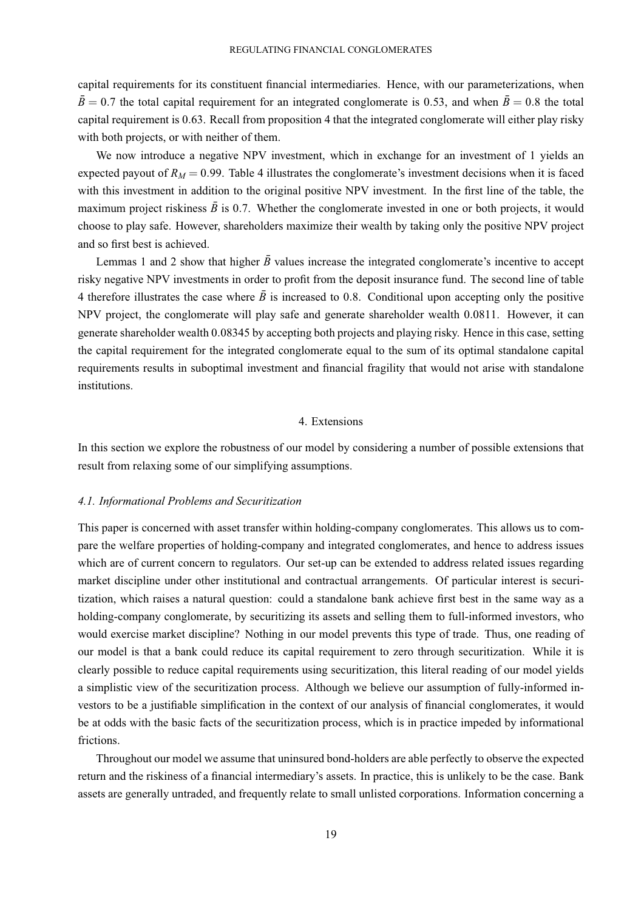capital requirements for its constituent financial intermediaries. Hence, with our parameterizations, when $\bar{B} = 0.7$ the total capital requirement for an integrated conglomerate is 0.53, and when $\bar{B} = 0.8$ the total capital requirement is 0.63. Recall from proposition 4 that the integrated conglomerate will either play risky with both projects, or with neither of them.

We now introduce a negative NPV investment, which in exchange for an investment of 1 yields an expected payout of $R_M = 0.99$. Table 4 illustrates the conglomerate's investment decisions when it is faced with this investment in addition to the original positive NPV investment. In the first line of the table, the maximum project riskiness $\bar{B}$ is 0.7. Whether the conglomerate invested in one or both projects, it would choose to play safe. However, shareholders maximize their wealth by taking only the positive NPV project and so first best is achieved.

Lemmas 1 and 2 show that higher $\bar{B}$ values increase the integrated conglomerate's incentive to accept risky negative NPV investments in order to profit from the deposit insurance fund. The second line of table 4 therefore illustrates the case where $\bar{B}$ is increased to 0.8. Conditional upon accepting only the positive NPV project, the conglomerate will play safe and generate shareholder wealth 0.0811. However, it can generate shareholder wealth 0.08345 by accepting both projects and playing risky. Hence in this case, setting the capital requirement for the integrated conglomerate equal to the sum of its optimal standalone capital requirements results in suboptimal investment and financial fragility that would not arise with standalone institutions.

## 4. Extensions

In this section we explore the robustness of our model by considering a number of possible extensions that result from relaxing some of our simplifying assumptions.

### *4.1. Informational Problems and Securitization*

This paper is concerned with asset transfer within holding-company conglomerates. This allows us to compare the welfare properties of holding-company and integrated conglomerates, and hence to address issues which are of current concern to regulators. Our set-up can be extended to address related issues regarding market discipline under other institutional and contractual arrangements. Of particular interest is securitization, which raises a natural question: could a standalone bank achieve first best in the same way as a holding-company conglomerate, by securitizing its assets and selling them to full-informed investors, who would exercise market discipline? Nothing in our model prevents this type of trade. Thus, one reading of our model is that a bank could reduce its capital requirement to zero through securitization. While it is clearly possible to reduce capital requirements using securitization, this literal reading of our model yields a simplistic view of the securitization process. Although we believe our assumption of fully-informed investors to be a justifiable simplification in the context of our analysis of financial conglomerates, it would be at odds with the basic facts of the securitization process, which is in practice impeded by informational frictions.

Throughout our model we assume that uninsured bond-holders are able perfectly to observe the expected return and the riskiness of a financial intermediary's assets. In practice, this is unlikely to be the case. Bank assets are generally untraded, and frequently relate to small unlisted corporations. Information concerning a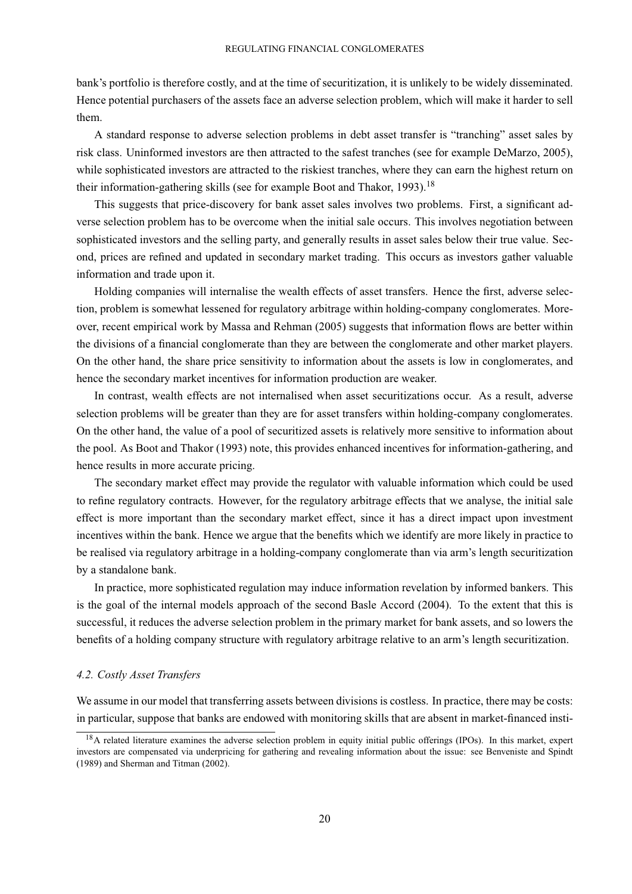bank's portfolio is therefore costly, and at the time of securitization, it is unlikely to be widely disseminated. Hence potential purchasers of the assets face an adverse selection problem, which will make it harder to sell them.

A standard response to adverse selection problems in debt asset transfer is "tranching" asset sales by risk class. Uninformed investors are then attracted to the safest tranches (see for example DeMarzo, 2005), while sophisticated investors are attracted to the riskiest tranches, where they can earn the highest return on their information-gathering skills (see for example Boot and Thakor, 1993).[18]

This suggests that price-discovery for bank asset sales involves two problems. First, a significant adverse selection problem has to be overcome when the initial sale occurs. This involves negotiation between sophisticated investors and the selling party, and generally results in asset sales below their true value. Second, prices are refined and updated in secondary market trading. This occurs as investors gather valuable information and trade upon it.

Holding companies will internalise the wealth effects of asset transfers. Hence the first, adverse selection, problem is somewhat lessened for regulatory arbitrage within holding-company conglomerates. Moreover, recent empirical work by Massa and Rehman (2005) suggests that information flows are better within the divisions of a financial conglomerate than they are between the conglomerate and other market players. On the other hand, the share price sensitivity to information about the assets is low in conglomerates, and hence the secondary market incentives for information production are weaker.

In contrast, wealth effects are not internalised when asset securitizations occur. As a result, adverse selection problems will be greater than they are for asset transfers within holding-company conglomerates. On the other hand, the value of a pool of securitized assets is relatively more sensitive to information about the pool. As Boot and Thakor (1993) note, this provides enhanced incentives for information-gathering, and hence results in more accurate pricing.

The secondary market effect may provide the regulator with valuable information which could be used to refine regulatory contracts. However, for the regulatory arbitrage effects that we analyse, the initial sale effect is more important than the secondary market effect, since it has a direct impact upon investment incentives within the bank. Hence we argue that the benefits which we identify are more likely in practice to be realised via regulatory arbitrage in a holding-company conglomerate than via arm's length securitization by a standalone bank.

In practice, more sophisticated regulation may induce information revelation by informed bankers. This is the goal of the internal models approach of the second Basle Accord (2004). To the extent that this is successful, it reduces the adverse selection problem in the primary market for bank assets, and so lowers the benefits of a holding company structure with regulatory arbitrage relative to an arm's length securitization.

### *4.2. Costly Asset Transfers*

We assume in our model that transferring assets between divisions is costless. In practice, there may be costs: in particular, suppose that banks are endowed with monitoring skills that are absent in market-financed insti-

[18] A related literature examines the adverse selection problem in equity initial public offerings (IPOs). In this market, expert investors are compensated via underpricing for gathering and revealing information about the issue: see Benveniste and Spindt (1989) and Sherman and Titman (2002).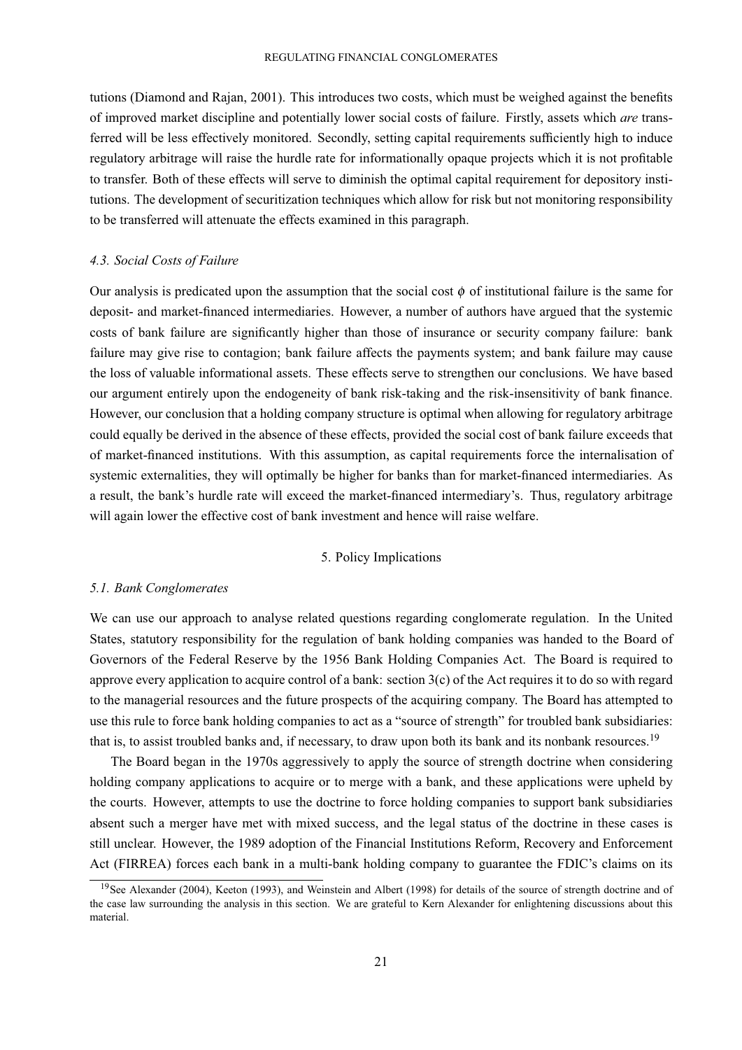tutions (Diamond and Rajan, 2001). This introduces two costs, which must be weighed against the benefits of improved market discipline and potentially lower social costs of failure. Firstly, assets which *are* transferred will be less effectively monitored. Secondly, setting capital requirements sufficiently high to induce regulatory arbitrage will raise the hurdle rate for informationally opaque projects which it is not profitable to transfer. Both of these effects will serve to diminish the optimal capital requirement for depository institutions. The development of securitization techniques which allow for risk but not monitoring responsibility to be transferred will attenuate the effects examined in this paragraph.

### *4.3. Social Costs of Failure*

Our analysis is predicated upon the assumption that the social cost $\phi$ of institutional failure is the same for deposit- and market-financed intermediaries. However, a number of authors have argued that the systemic costs of bank failure are significantly higher than those of insurance or security company failure: bank failure may give rise to contagion; bank failure affects the payments system; and bank failure may cause the loss of valuable informational assets. These effects serve to strengthen our conclusions. We have based our argument entirely upon the endogeneity of bank risk-taking and the risk-insensitivity of bank finance. However, our conclusion that a holding company structure is optimal when allowing for regulatory arbitrage could equally be derived in the absence of these effects, provided the social cost of bank failure exceeds that of market-financed institutions. With this assumption, as capital requirements force the internalisation of systemic externalities, they will optimally be higher for banks than for market-financed intermediaries. As a result, the bank's hurdle rate will exceed the market-financed intermediary's. Thus, regulatory arbitrage will again lower the effective cost of bank investment and hence will raise welfare.

## 5. Policy Implications

### *5.1. Bank Conglomerates*

We can use our approach to analyse related questions regarding conglomerate regulation. In the United States, statutory responsibility for the regulation of bank holding companies was handed to the Board of Governors of the Federal Reserve by the 1956 Bank Holding Companies Act. The Board is required to approve every application to acquire control of a bank: section 3(c) of the Act requires it to do so with regard to the managerial resources and the future prospects of the acquiring company. The Board has attempted to use this rule to force bank holding companies to act as a "source of strength" for troubled bank subsidiaries: that is, to assist troubled banks and, if necessary, to draw upon both its bank and its nonbank resources.[19]

The Board began in the 1970s aggressively to apply the source of strength doctrine when considering holding company applications to acquire or to merge with a bank, and these applications were upheld by the courts. However, attempts to use the doctrine to force holding companies to support bank subsidiaries absent such a merger have met with mixed success, and the legal status of the doctrine in these cases is still unclear. However, the 1989 adoption of the Financial Institutions Reform, Recovery and Enforcement Act (FIRREA) forces each bank in a multi-bank holding company to guarantee the FDIC's claims on its

[19] See Alexander (2004), Keeton (1993), and Weinstein and Albert (1998) for details of the source of strength doctrine and of the case law surrounding the analysis in this section. We are grateful to Kern Alexander for enlightening discussions about this material.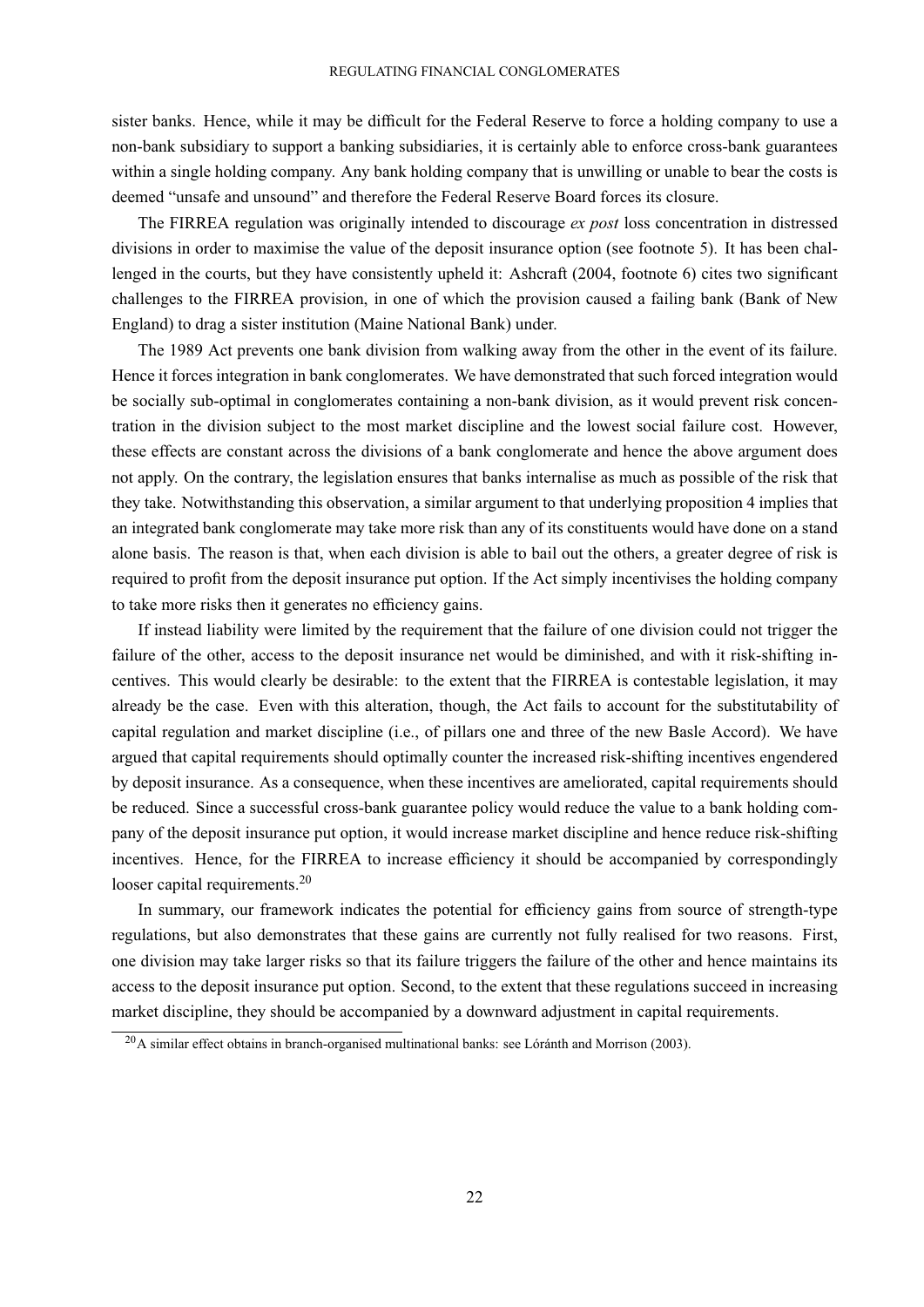sister banks. Hence, while it may be difficult for the Federal Reserve to force a holding company to use a non-bank subsidiary to support a banking subsidiaries, it is certainly able to enforce cross-bank guarantees within a single holding company. Any bank holding company that is unwilling or unable to bear the costs is deemed "unsafe and unsound" and therefore the Federal Reserve Board forces its closure.

The FIRREA regulation was originally intended to discourage *ex post* loss concentration in distressed divisions in order to maximise the value of the deposit insurance option (see footnote 5). It has been challenged in the courts, but they have consistently upheld it: Ashcraft (2004, footnote 6) cites two significant challenges to the FIRREA provision, in one of which the provision caused a failing bank (Bank of New England) to drag a sister institution (Maine National Bank) under.

The 1989 Act prevents one bank division from walking away from the other in the event of its failure. Hence it forces integration in bank conglomerates. We have demonstrated that such forced integration would be socially sub-optimal in conglomerates containing a non-bank division, as it would prevent risk concentration in the division subject to the most market discipline and the lowest social failure cost. However, these effects are constant across the divisions of a bank conglomerate and hence the above argument does not apply. On the contrary, the legislation ensures that banks internalise as much as possible of the risk that they take. Notwithstanding this observation, a similar argument to that underlying proposition 4 implies that an integrated bank conglomerate may take more risk than any of its constituents would have done on a stand alone basis. The reason is that, when each division is able to bail out the others, a greater degree of risk is required to profit from the deposit insurance put option. If the Act simply incentivises the holding company to take more risks then it generates no efficiency gains.

If instead liability were limited by the requirement that the failure of one division could not trigger the failure of the other, access to the deposit insurance net would be diminished, and with it risk-shifting incentives. This would clearly be desirable: to the extent that the FIRREA is contestable legislation, it may already be the case. Even with this alteration, though, the Act fails to account for the substitutability of capital regulation and market discipline (i.e., of pillars one and three of the new Basle Accord). We have argued that capital requirements should optimally counter the increased risk-shifting incentives engendered by deposit insurance. As a consequence, when these incentives are ameliorated, capital requirements should be reduced. Since a successful cross-bank guarantee policy would reduce the value to a bank holding company of the deposit insurance put option, it would increase market discipline and hence reduce risk-shifting incentives. Hence, for the FIRREA to increase efficiency it should be accompanied by correspondingly looser capital requirements.[20]

In summary, our framework indicates the potential for efficiency gains from source of strength-type regulations, but also demonstrates that these gains are currently not fully realised for two reasons. First, one division may take larger risks so that its failure triggers the failure of the other and hence maintains its access to the deposit insurance put option. Second, to the extent that these regulations succeed in increasing market discipline, they should be accompanied by a downward adjustment in capital requirements.

[20]A similar effect obtains in branch-organised multinational banks: see Lóránth and Morrison (2003).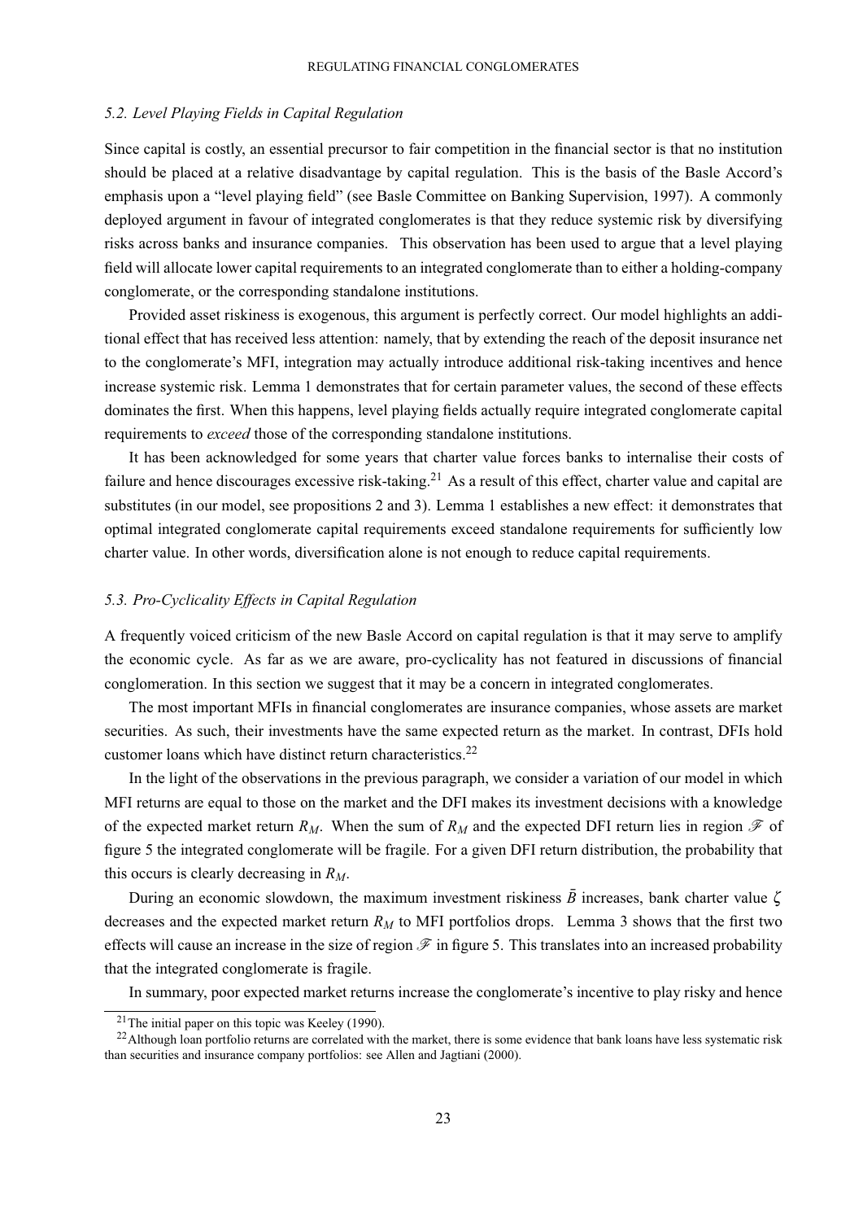### 5.2. Level Playing Fields in Capital Regulation

Since capital is costly, an essential precursor to fair competition in the financial sector is that no institution should be placed at a relative disadvantage by capital regulation. This is the basis of the Basle Accord's emphasis upon a "level playing field" (see Basle Committee on Banking Supervision, 1997). A commonly deployed argument in favour of integrated conglomerates is that they reduce systemic risk by diversifying risks across banks and insurance companies. This observation has been used to argue that a level playing field will allocate lower capital requirements to an integrated conglomerate than to either a holding-company conglomerate, or the corresponding standalone institutions.

Provided asset riskiness is exogenous, this argument is perfectly correct. Our model highlights an additional effect that has received less attention: namely, that by extending the reach of the deposit insurance net to the conglomerate's MFI, integration may actually introduce additional risk-taking incentives and hence increase systemic risk. Lemma 1 demonstrates that for certain parameter values, the second of these effects dominates the first. When this happens, level playing fields actually require integrated conglomerate capital requirements to *exceed* those of the corresponding standalone institutions.

It has been acknowledged for some years that charter value forces banks to internalise their costs of failure and hence discourages excessive risk-taking.[21] As a result of this effect, charter value and capital are substitutes (in our model, see propositions 2 and 3). Lemma 1 establishes a new effect: it demonstrates that optimal integrated conglomerate capital requirements exceed standalone requirements for sufficiently low charter value. In other words, diversification alone is not enough to reduce capital requirements.

### 5.3. Pro-Cyclicality Effects in Capital Regulation

A frequently voiced criticism of the new Basle Accord on capital regulation is that it may serve to amplify the economic cycle. As far as we are aware, pro-cyclicality has not featured in discussions of financial conglomeration. In this section we suggest that it may be a concern in integrated conglomerates.

The most important MFIs in financial conglomerates are insurance companies, whose assets are market securities. As such, their investments have the same expected return as the market. In contrast, DFIs hold customer loans which have distinct return characteristics.[22]

In the light of the observations in the previous paragraph, we consider a variation of our model in which MFI returns are equal to those on the market and the DFI makes its investment decisions with a knowledge of the expected market return $R_M$. When the sum of $R_M$ and the expected DFI return lies in region $\mathscr{F}$ of figure 5 the integrated conglomerate will be fragile. For a given DFI return distribution, the probability that this occurs is clearly decreasing in $R_M$.

During an economic slowdown, the maximum investment riskiness $\bar{B}$ increases, bank charter value $\zeta$ decreases and the expected market return $R_M$ to MFI portfolios drops. Lemma 3 shows that the first two effects will cause an increase in the size of region $\mathscr{F}$ in figure 5. This translates into an increased probability that the integrated conglomerate is fragile.

In summary, poor expected market returns increase the conglomerate's incentive to play risky and hence

[21] The initial paper on this topic was Keeley (1990).

[22] Although loan portfolio returns are correlated with the market, there is some evidence that bank loans have less systematic risk than securities and insurance company portfolios: see Allen and Jagtiani (2000).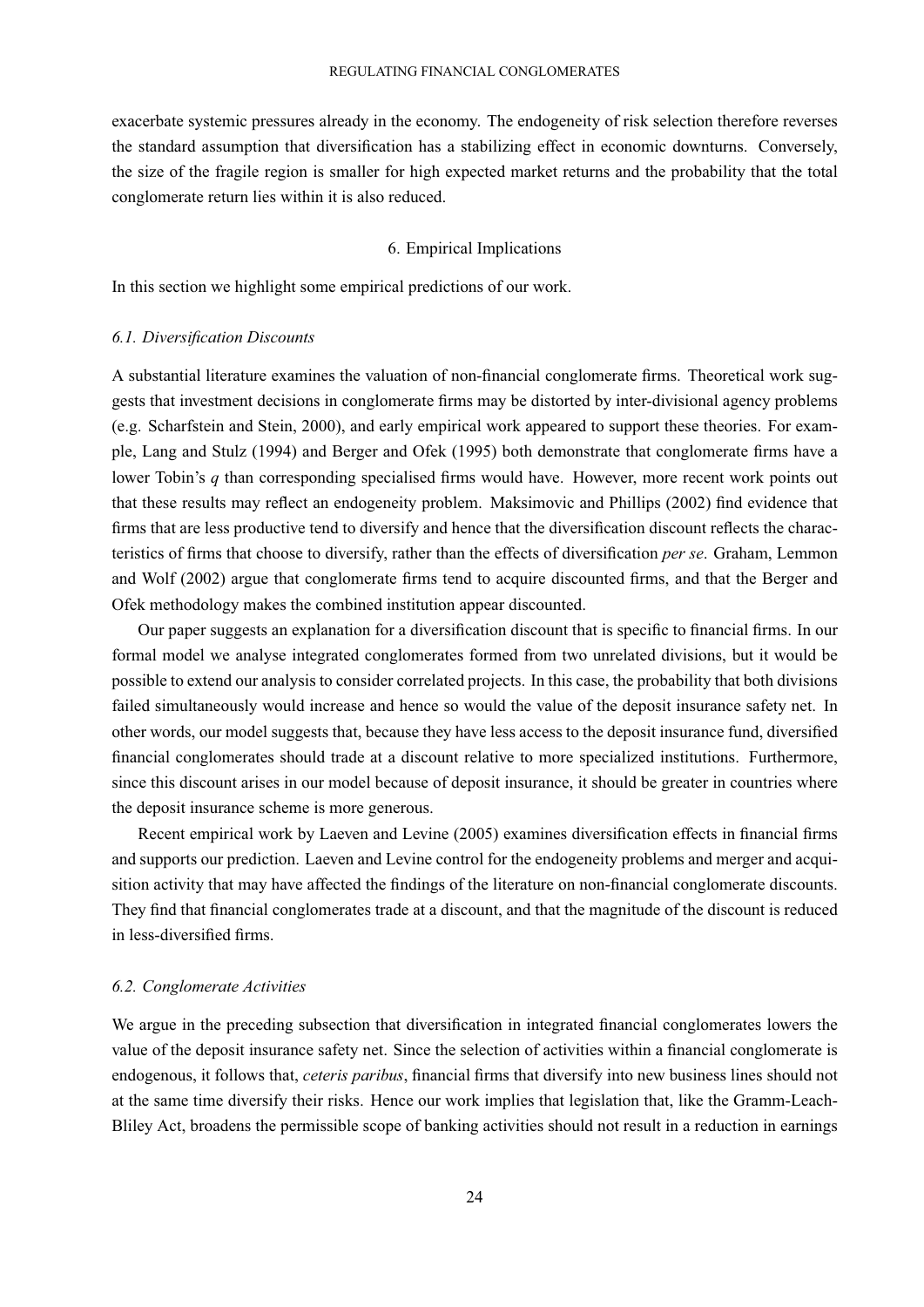exacerbate systemic pressures already in the economy. The endogeneity of risk selection therefore reverses the standard assumption that diversification has a stabilizing effect in economic downturns. Conversely, the size of the fragile region is smaller for high expected market returns and the probability that the total conglomerate return lies within it is also reduced.

## 6. Empirical Implications

In this section we highlight some empirical predictions of our work.

### *6.1. Diversification Discounts*

A substantial literature examines the valuation of non-financial conglomerate firms. Theoretical work suggests that investment decisions in conglomerate firms may be distorted by inter-divisional agency problems (e.g. Scharfstein and Stein, 2000), and early empirical work appeared to support these theories. For example, Lang and Stulz (1994) and Berger and Ofek (1995) both demonstrate that conglomerate firms have a lower Tobin's $q$ than corresponding specialised firms would have. However, more recent work points out that these results may reflect an endogeneity problem. Maksimovic and Phillips (2002) find evidence that firms that are less productive tend to diversify and hence that the diversification discount reflects the characteristics of firms that choose to diversify, rather than the effects of diversification *per se*. Graham, Lemmon and Wolf (2002) argue that conglomerate firms tend to acquire discounted firms, and that the Berger and Ofek methodology makes the combined institution appear discounted.

Our paper suggests an explanation for a diversification discount that is specific to financial firms. In our formal model we analyse integrated conglomerates formed from two unrelated divisions, but it would be possible to extend our analysis to consider correlated projects. In this case, the probability that both divisions failed simultaneously would increase and hence so would the value of the deposit insurance safety net. In other words, our model suggests that, because they have less access to the deposit insurance fund, diversified financial conglomerates should trade at a discount relative to more specialized institutions. Furthermore, since this discount arises in our model because of deposit insurance, it should be greater in countries where the deposit insurance scheme is more generous.

Recent empirical work by Laeven and Levine (2005) examines diversification effects in financial firms and supports our prediction. Laeven and Levine control for the endogeneity problems and merger and acquisition activity that may have affected the findings of the literature on non-financial conglomerate discounts. They find that financial conglomerates trade at a discount, and that the magnitude of the discount is reduced in less-diversified firms.

### *6.2. Conglomerate Activities*

We argue in the preceding subsection that diversification in integrated financial conglomerates lowers the value of the deposit insurance safety net. Since the selection of activities within a financial conglomerate is endogenous, it follows that, *ceteris paribus*, financial firms that diversify into new business lines should not at the same time diversify their risks. Hence our work implies that legislation that, like the Gramm-Leach-Bliley Act, broadens the permissible scope of banking activities should not result in a reduction in earnings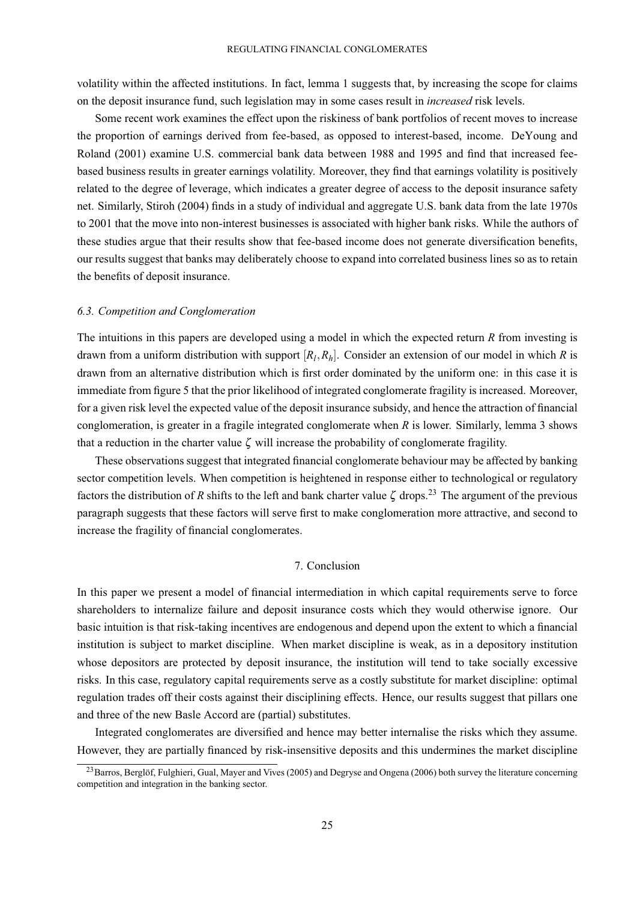volatility within the affected institutions. In fact, lemma 1 suggests that, by increasing the scope for claims on the deposit insurance fund, such legislation may in some cases result in *increased* risk levels.

Some recent work examines the effect upon the riskiness of bank portfolios of recent moves to increase the proportion of earnings derived from fee-based, as opposed to interest-based, income. DeYoung and Roland (2001) examine U.S. commercial bank data between 1988 and 1995 and find that increased fee-based business results in greater earnings volatility. Moreover, they find that earnings volatility is positively related to the degree of leverage, which indicates a greater degree of access to the deposit insurance safety net. Similarly, Stiroh (2004) finds in a study of individual and aggregate U.S. bank data from the late 1970s to 2001 that the move into non-interest businesses is associated with higher bank risks. While the authors of these studies argue that their results show that fee-based income does not generate diversification benefits, our results suggest that banks may deliberately choose to expand into correlated business lines so as to retain the benefits of deposit insurance.

### *6.3. Competition and Conglomeration*

The intuitions in this papers are developed using a model in which the expected return $R$ from investing is drawn from a uniform distribution with support $[R_l, R_h]$. Consider an extension of our model in which $R$ is drawn from an alternative distribution which is first order dominated by the uniform one: in this case it is immediate from figure 5 that the prior likelihood of integrated conglomerate fragility is increased. Moreover, for a given risk level the expected value of the deposit insurance subsidy, and hence the attraction of financial conglomeration, is greater in a fragile integrated conglomerate when $R$ is lower. Similarly, lemma 3 shows that a reduction in the charter value $\zeta$ will increase the probability of conglomerate fragility.

These observations suggest that integrated financial conglomerate behaviour may be affected by banking sector competition levels. When competition is heightened in response either to technological or regulatory factors the distribution of $R$ shifts to the left and bank charter value $\zeta$ drops.[23] The argument of the previous paragraph suggests that these factors will serve first to make conglomeration more attractive, and second to increase the fragility of financial conglomerates.

## 7. Conclusion

In this paper we present a model of financial intermediation in which capital requirements serve to force shareholders to internalize failure and deposit insurance costs which they would otherwise ignore. Our basic intuition is that risk-taking incentives are endogenous and depend upon the extent to which a financial institution is subject to market discipline. When market discipline is weak, as in a depository institution whose depositors are protected by deposit insurance, the institution will tend to take socially excessive risks. In this case, regulatory capital requirements serve as a costly substitute for market discipline: optimal regulation trades off their costs against their disciplining effects. Hence, our results suggest that pillars one and three of the new Basle Accord are (partial) substitutes.

Integrated conglomerates are diversified and hence may better internalise the risks which they assume. However, they are partially financed by risk-insensitive deposits and this undermines the market discipline

[23] Barros, Berglöf, Fulghieri, Gual, Mayer and Vives (2005) and Degryse and Ongena (2006) both survey the literature concerning competition and integration in the banking sector.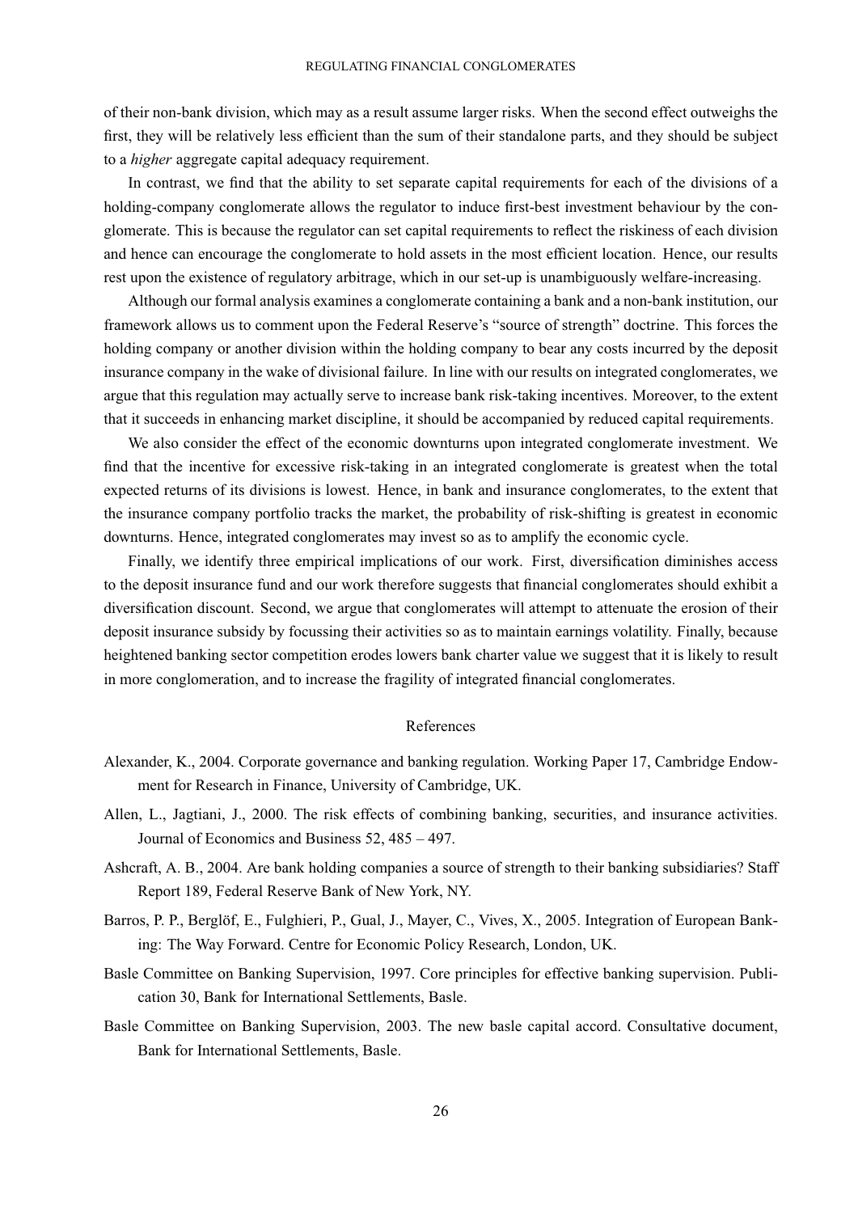of their non-bank division, which may as a result assume larger risks. When the second effect outweighs the first, they will be relatively less efficient than the sum of their standalone parts, and they should be subject to a *higher* aggregate capital adequacy requirement.

In contrast, we find that the ability to set separate capital requirements for each of the divisions of a holding-company conglomerate allows the regulator to induce first-best investment behaviour by the conglomerate. This is because the regulator can set capital requirements to reflect the riskiness of each division and hence can encourage the conglomerate to hold assets in the most efficient location. Hence, our results rest upon the existence of regulatory arbitrage, which in our set-up is unambiguously welfare-increasing.

Although our formal analysis examines a conglomerate containing a bank and a non-bank institution, our framework allows us to comment upon the Federal Reserve's "source of strength" doctrine. This forces the holding company or another division within the holding company to bear any costs incurred by the deposit insurance company in the wake of divisional failure. In line with our results on integrated conglomerates, we argue that this regulation may actually serve to increase bank risk-taking incentives. Moreover, to the extent that it succeeds in enhancing market discipline, it should be accompanied by reduced capital requirements.

We also consider the effect of the economic downturns upon integrated conglomerate investment. We find that the incentive for excessive risk-taking in an integrated conglomerate is greatest when the total expected returns of its divisions is lowest. Hence, in bank and insurance conglomerates, to the extent that the insurance company portfolio tracks the market, the probability of risk-shifting is greatest in economic downturns. Hence, integrated conglomerates may invest so as to amplify the economic cycle.

Finally, we identify three empirical implications of our work. First, diversification diminishes access to the deposit insurance fund and our work therefore suggests that financial conglomerates should exhibit a diversification discount. Second, we argue that conglomerates will attempt to attenuate the erosion of their deposit insurance subsidy by focussing their activities so as to maintain earnings volatility. Finally, because heightened banking sector competition erodes lowers bank charter value we suggest that it is likely to result in more conglomeration, and to increase the fragility of integrated financial conglomerates.

## References

Alexander, K., 2004. Corporate governance and banking regulation. Working Paper 17, Cambridge Endowment for Research in Finance, University of Cambridge, UK.

Allen, L., Jagtiani, J., 2000. The risk effects of combining banking, securities, and insurance activities. Journal of Economics and Business 52, 485 – 497.

Ashcraft, A. B., 2004. Are bank holding companies a source of strength to their banking subsidiaries? Staff Report 189, Federal Reserve Bank of New York, NY.

Barros, P. P., Berglöf, E., Fulghieri, P., Gual, J., Mayer, C., Vives, X., 2005. Integration of European Banking: The Way Forward. Centre for Economic Policy Research, London, UK.

Basle Committee on Banking Supervision, 1997. Core principles for effective banking supervision. Publication 30, Bank for International Settlements, Basle.

Basle Committee on Banking Supervision, 2003. The new basle capital accord. Consultative document, Bank for International Settlements, Basle.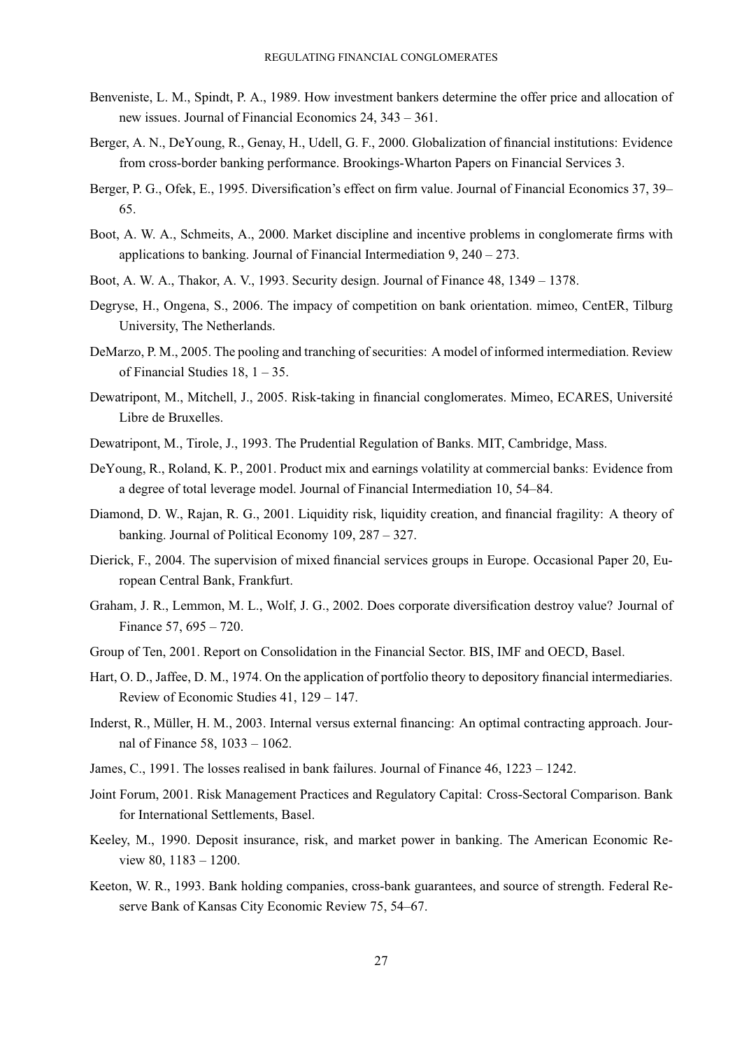Benveniste, L. M., Spindt, P. A., 1989. How investment bankers determine the offer price and allocation of new issues. Journal of Financial Economics 24, 343 – 361.

Berger, A. N., DeYoung, R., Genay, H., Udell, G. F., 2000. Globalization of financial institutions: Evidence from cross-border banking performance. Brookings-Wharton Papers on Financial Services 3.

Berger, P. G., Ofek, E., 1995. Diversification's effect on firm value. Journal of Financial Economics 37, 39–65.

Boot, A. W. A., Schmeits, A., 2000. Market discipline and incentive problems in conglomerate firms with applications to banking. Journal of Financial Intermediation 9, 240 – 273.

Boot, A. W. A., Thakor, A. V., 1993. Security design. Journal of Finance 48, 1349 – 1378.

Degryse, H., Ongena, S., 2006. The impact of competition on bank orientation. mimeo, CentER, Tilburg University, The Netherlands.

DeMarzo, P. M., 2005. The pooling and tranching of securities: A model of informed intermediation. Review of Financial Studies 18, 1 – 35.

Dewatripont, M., Mitchell, J., 2005. Risk-taking in financial conglomerates. Mimeo, ECARES, Université Libre de Bruxelles.

Dewatripont, M., Tirole, J., 1993. The Prudential Regulation of Banks. MIT, Cambridge, Mass.

DeYoung, R., Roland, K. P., 2001. Product mix and earnings volatility at commercial banks: Evidence from a degree of total leverage model. Journal of Financial Intermediation 10, 54–84.

Diamond, D. W., Rajan, R. G., 2001. Liquidity risk, liquidity creation, and financial fragility: A theory of banking. Journal of Political Economy 109, 287 – 327.

Dierick, F., 2004. The supervision of mixed financial services groups in Europe. Occasional Paper 20, European Central Bank, Frankfurt.

Graham, J. R., Lemmon, M. L., Wolf, J. G., 2002. Does corporate diversification destroy value? Journal of Finance 57, 695 – 720.

Group of Ten, 2001. Report on Consolidation in the Financial Sector. BIS, IMF and OECD, Basel.

Hart, O. D., Jaffee, D. M., 1974. On the application of portfolio theory to depository financial intermediaries. Review of Economic Studies 41, 129 – 147.

Inderst, R., Müller, H. M., 2003. Internal versus external financing: An optimal contracting approach. Journal of Finance 58, 1033 – 1062.

James, C., 1991. The losses realised in bank failures. Journal of Finance 46, 1223 – 1242.

Joint Forum, 2001. Risk Management Practices and Regulatory Capital: Cross-Sectoral Comparison. Bank for International Settlements, Basel.

Keeley, M., 1990. Deposit insurance, risk, and market power in banking. The American Economic Review 80, 1183 – 1200.

Keeton, W. R., 1993. Bank holding companies, cross-bank guarantees, and source of strength. Federal Reserve Bank of Kansas City Economic Review 75, 54–67.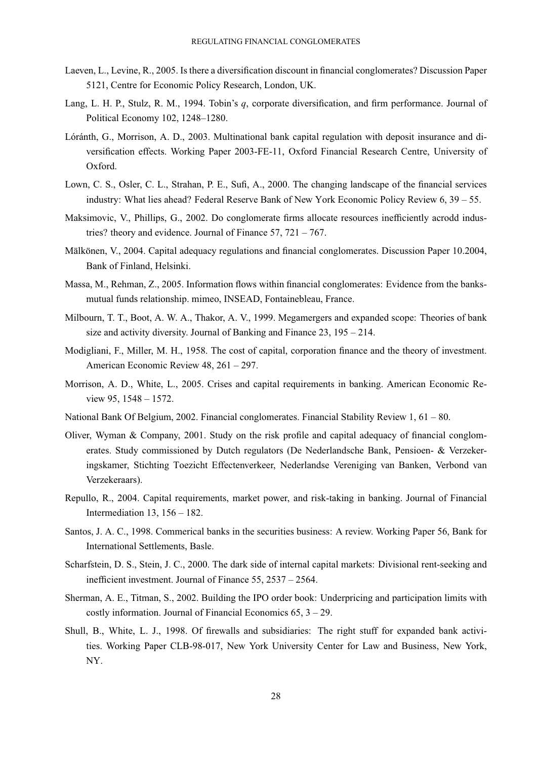Laeven, L., Levine, R., 2005. Is there a diversification discount in financial conglomerates? Discussion Paper 5121, Centre for Economic Policy Research, London, UK.

Lang, L. H. P., Stulz, R. M., 1994. Tobin's *q*, corporate diversification, and firm performance. Journal of Political Economy 102, 1248–1280.

Lóránth, G., Morrison, A. D., 2003. Multinational bank capital regulation with deposit insurance and diversification effects. Working Paper 2003-FE-11, Oxford Financial Research Centre, University of Oxford.

Lown, C. S., Osler, C. L., Strahan, P. E., Sufi, A., 2000. The changing landscape of the financial services industry: What lies ahead? Federal Reserve Bank of New York Economic Policy Review 6, 39 – 55.

Maksimovic, V., Phillips, G., 2002. Do conglomerate firms allocate resources inefficiently acrodd industries? theory and evidence. Journal of Finance 57, 721 – 767.

Mälkönen, V., 2004. Capital adequacy regulations and financial conglomerates. Discussion Paper 10.2004, Bank of Finland, Helsinki.

Massa, M., Rehman, Z., 2005. Information flows within financial conglomerates: Evidence from the banks-mutual funds relationship. mimeo, INSEAD, Fontainebleau, France.

Milbourn, T. T., Boot, A. W. A., Thakor, A. V., 1999. Megamergers and expanded scope: Theories of bank size and activity diversity. Journal of Banking and Finance 23, 195 – 214.

Modigliani, F., Miller, M. H., 1958. The cost of capital, corporation finance and the theory of investment. American Economic Review 48, 261 – 297.

Morrison, A. D., White, L., 2005. Crises and capital requirements in banking. American Economic Review 95, 1548 – 1572.

National Bank Of Belgium, 2002. Financial conglomerates. Financial Stability Review 1, 61 – 80.

Oliver, Wyman & Company, 2001. Study on the risk profile and capital adequacy of financial conglomerates. Study commissioned by Dutch regulators (De Nederlandsche Bank, Pensioen- & Verzekeringskamer, Stichting Toezicht Effectenverkeer, Nederlandse Vereniging van Banken, Verbond van Verzekeraars).

Repullo, R., 2004. Capital requirements, market power, and risk-taking in banking. Journal of Financial Intermediation 13, 156 – 182.

Santos, J. A. C., 1998. Commerical banks in the securities business: A review. Working Paper 56, Bank for International Settlements, Basle.

Scharfstein, D. S., Stein, J. C., 2000. The dark side of internal capital markets: Divisional rent-seeking and inefficient investment. Journal of Finance 55, 2537 – 2564.

Sherman, A. E., Titman, S., 2002. Building the IPO order book: Underpricing and participation limits with costly information. Journal of Financial Economics 65, 3 – 29.

Shull, B., White, L. J., 1998. Of firewalls and subsidiaries: The right stuff for expanded bank activities. Working Paper CLB-98-017, New York University Center for Law and Business, New York, NY.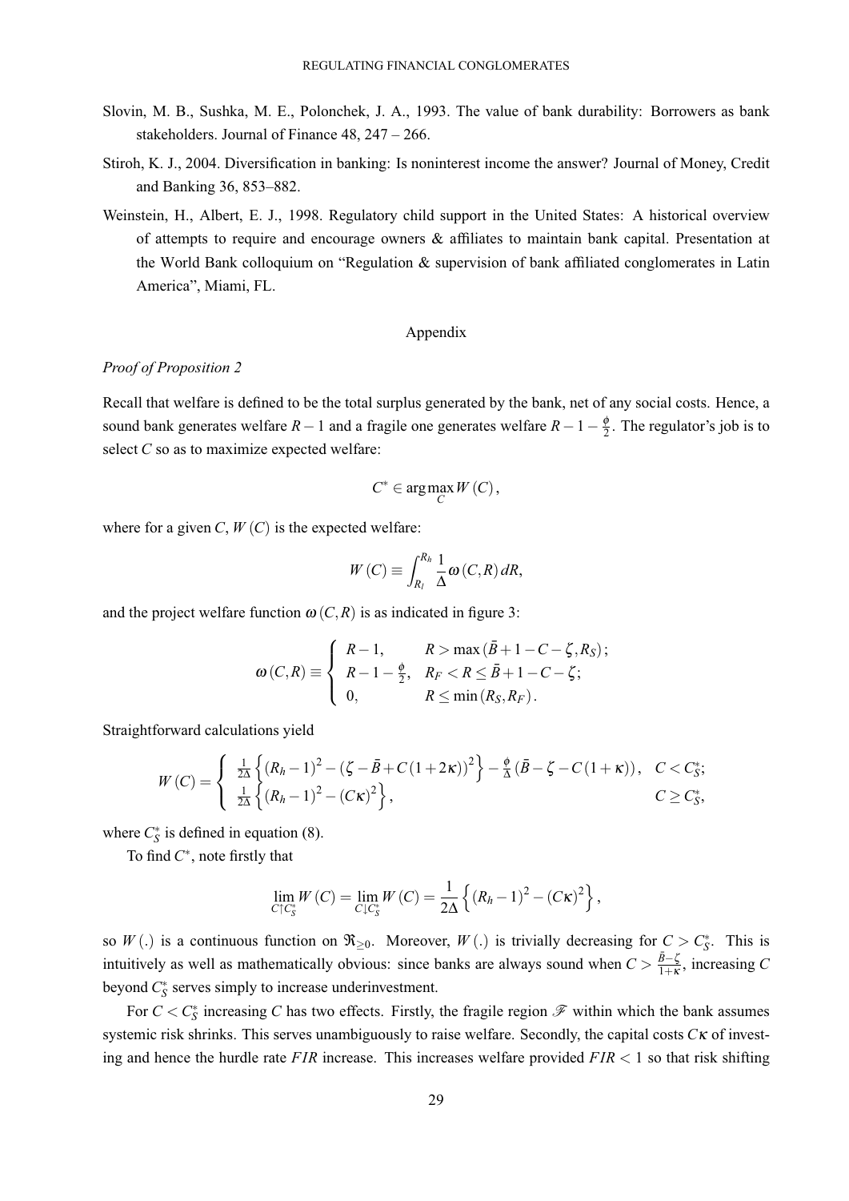Slovin, M. B., Sushka, M. E., Polonchek, J. A., 1993. The value of bank durability: Borrowers as bank stakeholders. Journal of Finance 48, 247 – 266.

Stiroh, K. J., 2004. Diversification in banking: Is noninterest income the answer? Journal of Money, Credit and Banking 36, 853–882.

Weinstein, H., Albert, E. J., 1998. Regulatory child support in the United States: A historical overview of attempts to require and encourage owners & affiliates to maintain bank capital. Presentation at the World Bank colloquium on "Regulation & supervision of bank affiliated conglomerates in Latin America", Miami, FL.

## Appendix

*Proof of Proposition 2*

Recall that welfare is defined to be the total surplus generated by the bank, net of any social costs. Hence, a sound bank generates welfare $R-1$ and a fragile one generates welfare $R-1-\frac{\phi}{2}$. The regulator's job is to select $C$ so as to maximize expected welfare:

$$C^* \in \arg\max_{C} W(C),$$

where for a given $C$, $W(C)$ is the expected welfare:

$$W(C) \equiv \int_{R_l}^{R_h} \frac{1}{\Delta}\omega(C,R)\,dR,$$

and the project welfare function $\omega(C,R)$ is as indicated in figure 3:

$$\omega(C,R) \equiv \begin{cases} R-1, & R > \max\left(\bar{B}+1-C-\zeta, R_S\right); \\ R-1-\frac{\phi}{2}, & R_F < R \leq \bar{B}+1-C-\zeta; \\ 0, & R \leq \min\left(R_S, R_F\right). \end{cases}$$

Straightforward calculations yield

$$W(C) = \begin{cases} \frac{1}{2\Delta}\left\{(R_h-1)^2 - \left(\zeta-\bar{B}+C(1+2\kappa)\right)^2\right\} - \frac{\phi}{\Delta}\left(\bar{B}-\zeta-C(1+\kappa)\right), & C < C_S^*; \\ \frac{1}{2\Delta}\left\{(R_h-1)^2 - (C\kappa)^2\right\}, & C \geq C_S^*, \end{cases}$$

where $C_S^*$ is defined in equation (8).

To find $C^*$, note firstly that

$$\lim_{C \uparrow C_S^*} W(C) = \lim_{C \downarrow C_S^*} W(C) = \frac{1}{2\Delta}\left\{(R_h-1)^2 - (C\kappa)^2\right\},$$

so $W(.)$ is a continuous function on $\Re_{\geq 0}$. Moreover, $W(.)$ is trivially decreasing for $C > C_S^*$. This is intuitively as well as mathematically obvious: since banks are always sound when $C > \frac{\bar{B}-\zeta}{1+\kappa}$, increasing $C$ beyond $C_S^*$ serves simply to increase underinvestment.

For $C < C_S^*$ increasing $C$ has two effects. Firstly, the fragile region $\mathscr{F}$ within which the bank assumes systemic risk shrinks. This serves unambiguously to raise welfare. Secondly, the capital costs $C\kappa$ of investing and hence the hurdle rate $FIR$ increase. This increases welfare provided $FIR < 1$ so that risk shifting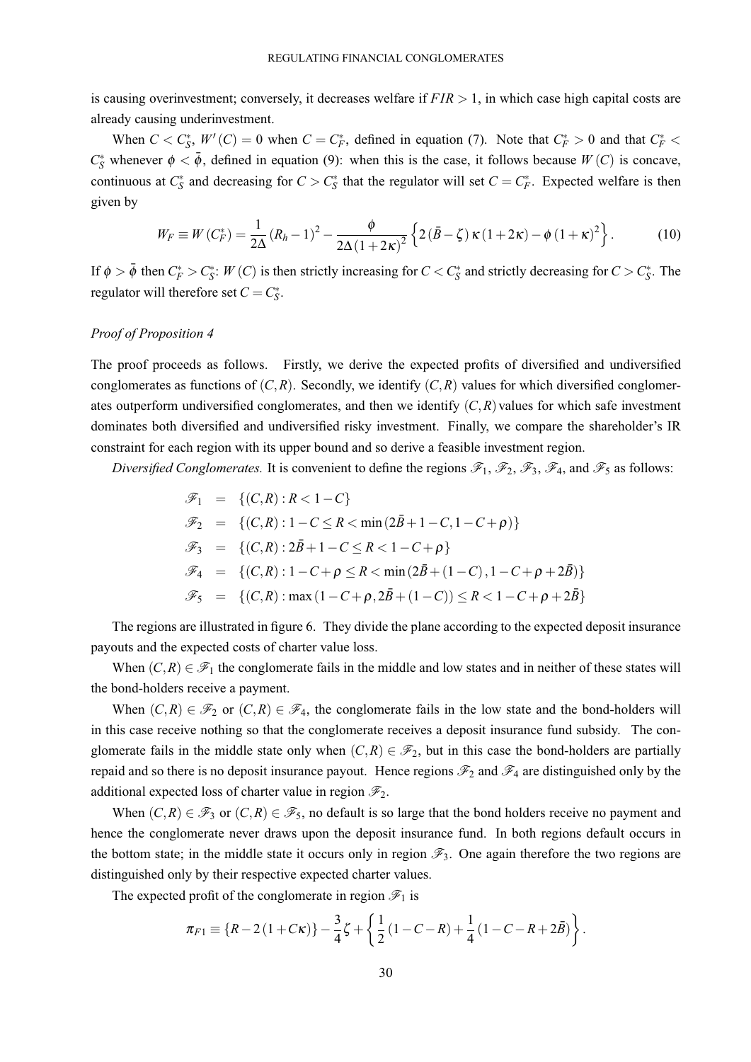is causing overinvestment; conversely, it decreases welfare if $FIR > 1$, in which case high capital costs are already causing underinvestment.

When $C < C_S^*$, $W'(C) = 0$ when $C = C_F^*$, defined in equation (7). Note that $C_F^* > 0$ and that $C_F^* < C_S^*$ whenever $\phi < \bar{\phi}$, defined in equation (9): when this is the case, it follows because $W(C)$ is concave, continuous at $C_S^*$ and decreasing for $C > C_S^*$ that the regulator will set $C = C_F^*$. Expected welfare is then given by

$$W_F \equiv W(C_F^*) = \frac{1}{2\Delta}(R_h - 1)^2 - \frac{\phi}{2\Delta(1+2\kappa)^2}\left\{2(\bar{B} - \zeta)\kappa(1+2\kappa) - \phi(1+\kappa)^2\right\}. \tag{10}$$

If $\phi > \bar{\phi}$ then $C_F^* > C_S^*$: $W(C)$ is then strictly increasing for $C < C_S^*$ and strictly decreasing for $C > C_S^*$. The regulator will therefore set $C = C_S^*$.

*Proof of Proposition 4*

The proof proceeds as follows. Firstly, we derive the expected profits of diversified and undiversified conglomerates as functions of $(C, R)$. Secondly, we identify $(C, R)$ values for which diversified conglomerates outperform undiversified conglomerates, and then we identify $(C, R)$ values for which safe investment dominates both diversified and undiversified risky investment. Finally, we compare the shareholder's IR constraint for each region with its upper bound and so derive a feasible investment region.

*Diversified Conglomerates.* It is convenient to define the regions $\mathscr{F}_1$, $\mathscr{F}_2$, $\mathscr{F}_3$, $\mathscr{F}_4$, and $\mathscr{F}_5$ as follows:

$$\begin{aligned}
\mathscr{F}_1 &= \{(C,R) : R < 1 - C\} \\
\mathscr{F}_2 &= \{(C,R) : 1 - C \leq R < \min(2\bar{B} + 1 - C, 1 - C + \rho)\} \\
\mathscr{F}_3 &= \{(C,R) : 2\bar{B} + 1 - C \leq R < 1 - C + \rho\} \\
\mathscr{F}_4 &= \{(C,R) : 1 - C + \rho \leq R < \min(2\bar{B} + (1 - C), 1 - C + \rho + 2\bar{B})\} \\
\mathscr{F}_5 &= \{(C,R) : \max(1 - C + \rho, 2\bar{B} + (1 - C)) \leq R < 1 - C + \rho + 2\bar{B}\}
\end{aligned}$$

The regions are illustrated in figure 6. They divide the plane according to the expected deposit insurance payouts and the expected costs of charter value loss.

When $(C, R) \in \mathscr{F}_1$ the conglomerate fails in the middle and low states and in neither of these states will the bond-holders receive a payment.

When $(C, R) \in \mathscr{F}_2$ or $(C, R) \in \mathscr{F}_4$, the conglomerate fails in the low state and the bond-holders will in this case receive nothing so that the conglomerate receives a deposit insurance fund subsidy. The conglomerate fails in the middle state only when $(C, R) \in \mathscr{F}_2$, but in this case the bond-holders are partially repaid and so there is no deposit insurance payout. Hence regions $\mathscr{F}_2$ and $\mathscr{F}_4$ are distinguished only by the additional expected loss of charter value in region $\mathscr{F}_2$.

When $(C, R) \in \mathscr{F}_3$ or $(C, R) \in \mathscr{F}_5$, no default is so large that the bond holders receive no payment and hence the conglomerate never draws upon the deposit insurance fund. In both regions default occurs in the bottom state; in the middle state it occurs only in region $\mathscr{F}_3$. One again therefore the two regions are distinguished only by their respective expected charter values.

The expected profit of the conglomerate in region $\mathscr{F}_1$ is

$$\pi_{F1} \equiv \{R - 2(1 + C\kappa)\} - \frac{3}{4}\zeta + \left\{\frac{1}{2}(1 - C - R) + \frac{1}{4}(1 - C - R + 2\bar{B})\right\}.$$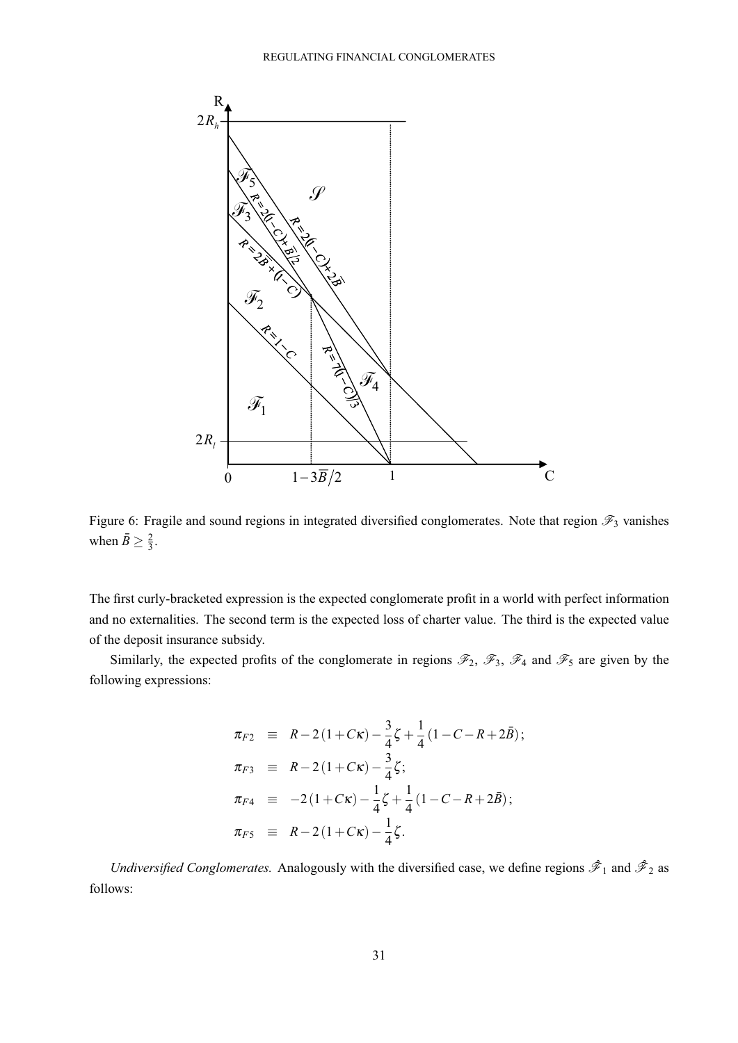Figure 6: Fragile and sound regions in integrated diversified conglomerates. Note that region $\mathscr{F}_3$ vanishes when $\bar{B} \geq \frac{2}{3}$.

The first curly-bracketed expression is the expected conglomerate profit in a world with perfect information and no externalities. The second term is the expected loss of charter value. The third is the expected value of the deposit insurance subsidy.

Similarly, the expected profits of the conglomerate in regions $\mathscr{F}_2$, $\mathscr{F}_3$, $\mathscr{F}_4$ and $\mathscr{F}_5$ are given by the following expressions:

$$
\begin{aligned}
\pi_{F2} &\equiv R - 2(1 + C\kappa) - \frac{3}{4}\zeta + \frac{1}{4}(1 - C - R + 2\bar{B}); \\
\pi_{F3} &\equiv R - 2(1 + C\kappa) - \frac{3}{4}\zeta; \\
\pi_{F4} &\equiv -2(1 + C\kappa) - \frac{1}{4}\zeta + \frac{1}{4}(1 - C - R + 2\bar{B}); \\
\pi_{F5} &\equiv R - 2(1 + C\kappa) - \frac{1}{4}\zeta.
\end{aligned}
$$

*Undiversified Conglomerates.* Analogously with the diversified case, we define regions $\hat{\mathscr{F}}_1$ and $\hat{\mathscr{F}}_2$ as follows: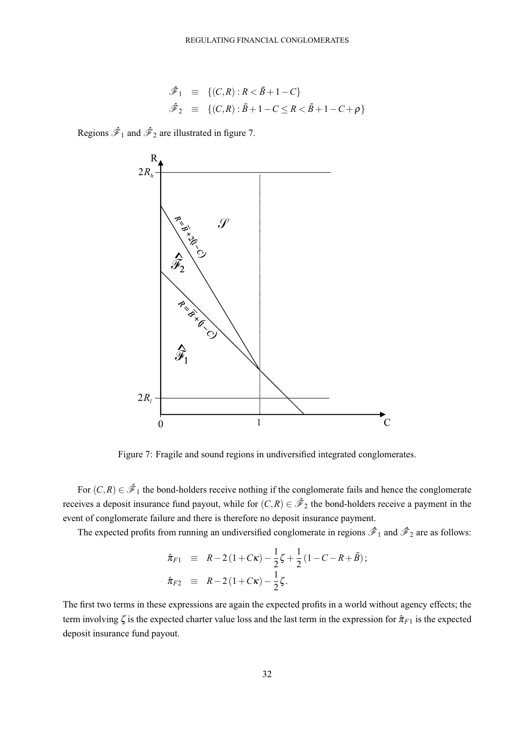$$
\begin{aligned}
\hat{\mathscr{F}}_1 &\equiv \{(C,R) : R < \bar{B} + 1 - C\} \\
\hat{\mathscr{F}}_2 &\equiv \{(C,R) : \bar{B} + 1 - C \leq R < \bar{B} + 1 - C + \rho\}
\end{aligned}
$$

Regions $\hat{\mathscr{F}}_1$ and $\hat{\mathscr{F}}_2$ are illustrated in figure 7.

Figure 7: Fragile and sound regions in undiversified integrated conglomerates.

For $(C,R) \in \hat{\mathscr{F}}_1$ the bond-holders receive nothing if the conglomerate fails and hence the conglomerate receives a deposit insurance fund payout, while for $(C,R) \in \hat{\mathscr{F}}_2$ the bond-holders receive a payment in the event of conglomerate failure and there is therefore no deposit insurance payment.

The expected profits from running an undiversified conglomerate in regions $\hat{\mathscr{F}}_1$ and $\hat{\mathscr{F}}_2$ are as follows:

$$
\begin{aligned}
\hat{\pi}_{F1} &\equiv R - 2(1 + C\kappa) - \frac{1}{2}\zeta + \frac{1}{2}(1 - C - R + \bar{B}); \\
\hat{\pi}_{F2} &\equiv R - 2(1 + C\kappa) - \frac{1}{2}\zeta.
\end{aligned}
$$

The first two terms in these expressions are again the expected profits in a world without agency effects; the term involving $\zeta$ is the expected charter value loss and the last term in the expression for $\hat{\pi}_{F1}$ is the expected deposit insurance fund payout.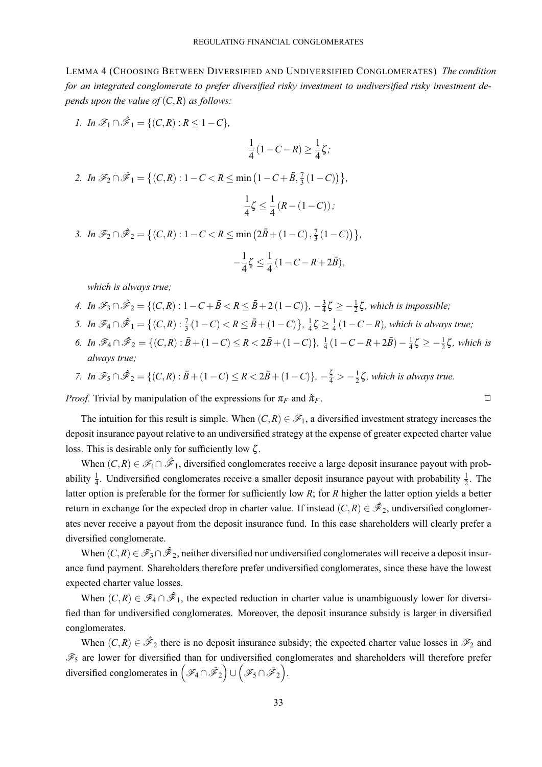LEMMA 4 (CHOOSING BETWEEN DIVERSIFIED AND UNDIVERSIFIED CONGLOMERATES) *The condition for an integrated conglomerate to prefer diversified risky investment to undiversified risky investment depends upon the value of $(C,R)$ as follows:*

1. *In $\mathscr{F}_1 \cap \hat{\mathscr{F}}_1 = \{(C,R) : R \leq 1 - C\}$,*
$$\frac{1}{4}(1 - C - R) \geq \frac{1}{4}\zeta;$$
2. *In $\mathscr{F}_2 \cap \hat{\mathscr{F}}_1 = \left\{(C,R) : 1 - C < R \leq \min\left(1 - C + \bar{B}, \frac{7}{3}(1 - C)\right)\right\}$,*
$$\frac{1}{4}\zeta \leq \frac{1}{4}(R - (1 - C));$$
3. *In $\mathscr{F}_2 \cap \hat{\mathscr{F}}_2 = \left\{(C,R) : 1 - C < R \leq \min\left(2\bar{B} + (1 - C), \frac{7}{3}(1 - C)\right)\right\}$,*
$$-\frac{1}{4}\zeta \leq \frac{1}{4}(1 - C - R + 2\bar{B}),$$
*which is always true;*
4. *In $\mathscr{F}_3 \cap \hat{\mathscr{F}}_2 = \{(C,R) : 1 - C + \bar{B} < R \leq \bar{B} + 2(1 - C)\}$, $-\frac{3}{4}\zeta \geq -\frac{1}{2}\zeta$, which is impossible;*
5. *In $\mathscr{F}_4 \cap \hat{\mathscr{F}}_1 = \left\{(C,R) : \frac{7}{3}(1 - C) < R \leq \bar{B} + (1 - C)\right\}$, $\frac{1}{4}\zeta \geq \frac{1}{4}(1 - C - R)$, which is always true;*
6. *In $\mathscr{F}_4 \cap \hat{\mathscr{F}}_2 = \{(C,R) : \bar{B} + (1 - C) \leq R < 2\bar{B} + (1 - C)\}$, $\frac{1}{4}(1 - C - R + 2\bar{B}) - \frac{1}{4}\zeta \geq -\frac{1}{2}\zeta$, which is always true;*
7. *In $\mathscr{F}_5 \cap \hat{\mathscr{F}}_2 = \{(C,R) : \bar{B} + (1 - C) \leq R < 2\bar{B} + (1 - C)\}$, $-\frac{\zeta}{4} > -\frac{1}{2}\zeta$, which is always true.*

*Proof.* Trivial by manipulation of the expressions for $\pi_F$ and $\hat{\pi}_F$. □

The intuition for this result is simple. When $(C,R) \in \mathscr{F}_1$, a diversified investment strategy increases the deposit insurance payout relative to an undiversified strategy at the expense of greater expected charter value loss. This is desirable only for sufficiently low $\zeta$.

When $(C,R) \in \mathscr{F}_1 \cap \hat{\mathscr{F}}_1$, diversified conglomerates receive a large deposit insurance payout with probability $\frac{1}{4}$. Undiversified conglomerates receive a smaller deposit insurance payout with probability $\frac{1}{2}$. The latter option is preferable for the former for sufficiently low $R$; for $R$ higher the latter option yields a better return in exchange for the expected drop in charter value. If instead $(C,R) \in \hat{\mathscr{F}}_2$, undiversified conglomerates never receive a payout from the deposit insurance fund. In this case shareholders will clearly prefer a diversified conglomerate.

When $(C,R) \in \mathscr{F}_3 \cap \hat{\mathscr{F}}_2$, neither diversified nor undiversified conglomerates will receive a deposit insurance fund payment. Shareholders therefore prefer undiversified conglomerates, since these have the lowest expected charter value losses.

When $(C,R) \in \mathscr{F}_4 \cap \hat{\mathscr{F}}_1$, the expected reduction in charter value is unambiguously lower for diversified than for undiversified conglomerates. Moreover, the deposit insurance subsidy is larger in diversified conglomerates.

When $(C,R) \in \hat{\mathscr{F}}_2$ there is no deposit insurance subsidy; the expected charter value losses in $\mathscr{F}_2$ and $\mathscr{F}_5$ are lower for diversified than for undiversified conglomerates and shareholders will therefore prefer diversified conglomerates in $\left(\mathscr{F}_4 \cap \hat{\mathscr{F}}_2\right) \cup \left(\mathscr{F}_5 \cap \hat{\mathscr{F}}_2\right)$.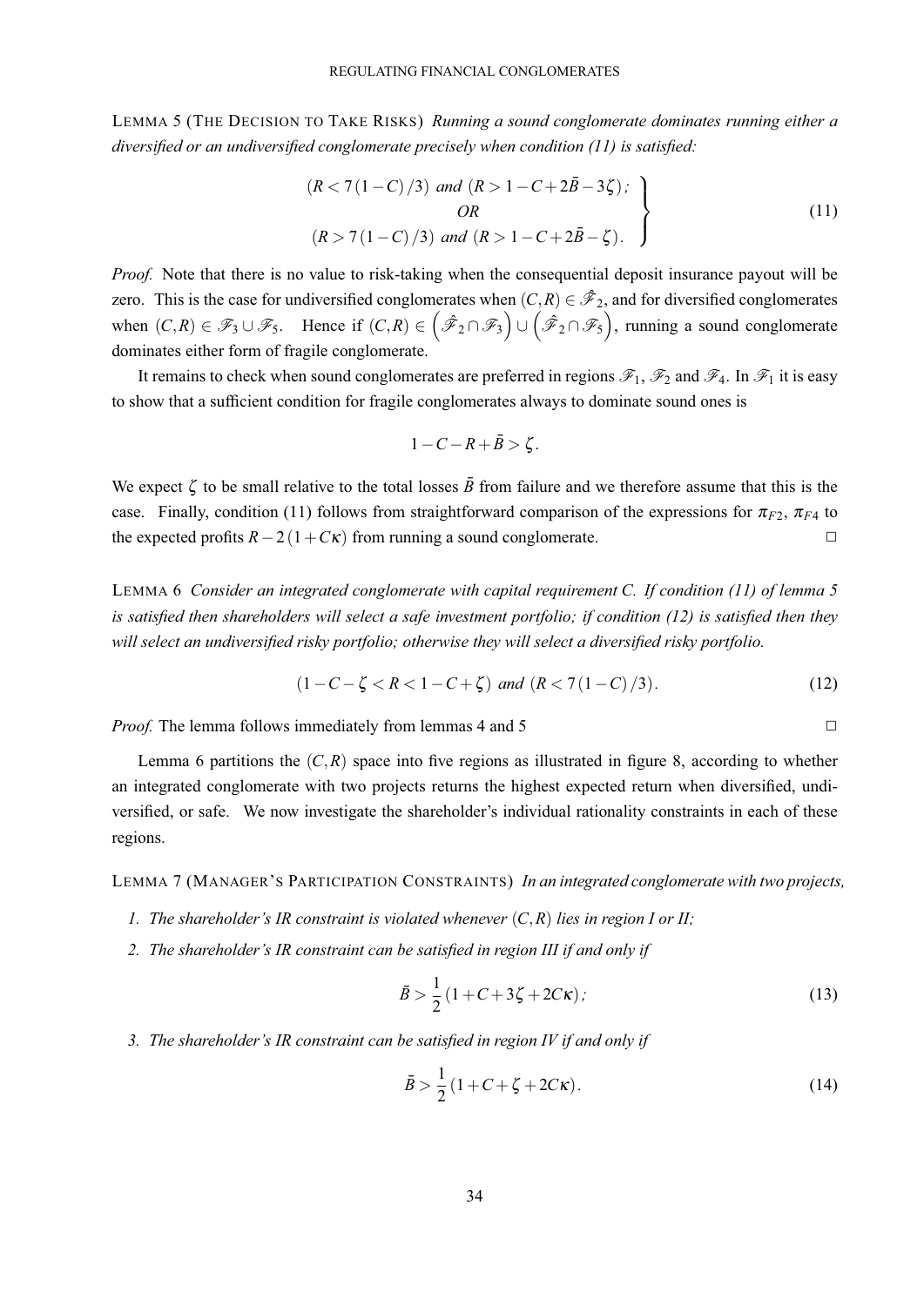**LEMMA 5 (THE DECISION TO TAKE RISKS)** *Running a sound conglomerate dominates running either a diversified or an undiversified conglomerate precisely when condition (11) is satisfied:*

$$\left.\begin{array}{c} (R < 7(1-C)/3) \text{ and } (R > 1 - C + 2\bar{B} - 3\zeta)\,; \\ OR \\ (R > 7(1-C)/3) \text{ and } (R > 1 - C + 2\bar{B} - \zeta)\,. \end{array}\right\} \tag{11}$$

*Proof.* Note that there is no value to risk-taking when the consequential deposit insurance payout will be zero. This is the case for undiversified conglomerates when $(C,R) \in \hat{\mathscr{F}}_2$, and for diversified conglomerates when $(C,R) \in \mathscr{F}_3 \cup \mathscr{F}_5$. Hence if $(C,R) \in \left(\hat{\mathscr{F}}_2 \cap \mathscr{F}_3\right) \cup \left(\hat{\mathscr{F}}_2 \cap \mathscr{F}_5\right)$, running a sound conglomerate dominates either form of fragile conglomerate.

It remains to check when sound conglomerates are preferred in regions $\mathscr{F}_1$, $\mathscr{F}_2$ and $\mathscr{F}_4$. In $\mathscr{F}_1$ it is easy to show that a sufficient condition for fragile conglomerates always to dominate sound ones is

$$1 - C - R + \bar{B} > \zeta.$$

We expect $\zeta$ to be small relative to the total losses $\bar{B}$ from failure and we therefore assume that this is the case. Finally, condition (11) follows from straightforward comparison of the expressions for $\pi_{F2}$, $\pi_{F4}$ to the expected profits $R - 2(1 + C\kappa)$ from running a sound conglomerate. □

**LEMMA 6** *Consider an integrated conglomerate with capital requirement C. If condition (11) of lemma 5 is satisfied then shareholders will select a safe investment portfolio; if condition (12) is satisfied then they will select an undiversified risky portfolio; otherwise they will select a diversified risky portfolio.*

$$(1 - C - \zeta < R < 1 - C + \zeta) \text{ and } (R < 7(1-C)/3). \tag{12}$$

*Proof.* The lemma follows immediately from lemmas 4 and 5 □

Lemma 6 partitions the $(C,R)$ space into five regions as illustrated in figure 8, according to whether an integrated conglomerate with two projects returns the highest expected return when diversified, undiversified, or safe. We now investigate the shareholder's individual rationality constraints in each of these regions.

**LEMMA 7 (MANAGER'S PARTICIPATION CONSTRAINTS)** *In an integrated conglomerate with two projects,*

1. *The shareholder's IR constraint is violated whenever $(C,R)$ lies in region I or II;*
2. *The shareholder's IR constraint can be satisfied in region III if and only if*

$$\bar{B} > \frac{1}{2}(1 + C + 3\zeta + 2C\kappa)\,; \tag{13}$$

3. *The shareholder's IR constraint can be satisfied in region IV if and only if*

$$\bar{B} > \frac{1}{2}(1 + C + \zeta + 2C\kappa)\,. \tag{14}$$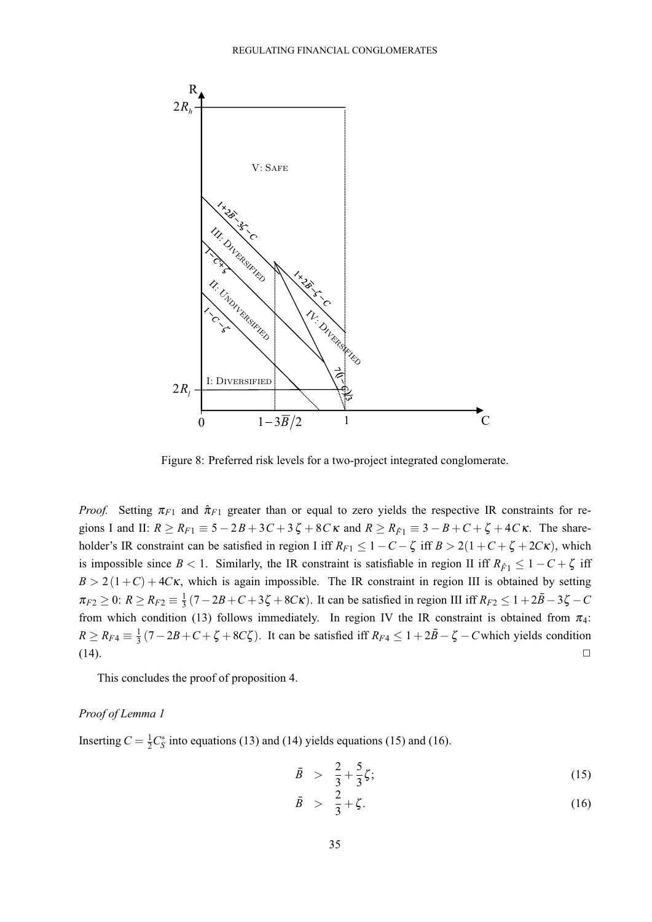Figure 8: Preferred risk levels for a two-project integrated conglomerate.

*Proof.* Setting $\pi_{F1}$ and $\hat{\pi}_{F1}$ greater than or equal to zero yields the respective IR constraints for regions I and II: $R \geq R_{F1} \equiv 5 - 2B + 3C + 3\zeta + 8C\kappa$ and $R \geq R_{\hat{F}1} \equiv 3 - B + C + \zeta + 4C\kappa$. The shareholder's IR constraint can be satisfied in region I iff $R_{F1} \leq 1 - C - \zeta$ iff $B > 2(1 + C + \zeta + 2C\kappa)$, which is impossible since $B < 1$. Similarly, the IR constraint is satisfiable in region II iff $R_{\hat{F}1} \leq 1 - C + \zeta$ iff $B > 2(1 + C) + 4C\kappa$, which is again impossible. The IR constraint in region III is obtained by setting $\pi_{F2} \geq 0$: $R \geq R_{F2} \equiv \frac{1}{3}(7 - 2B + C + 3\zeta + 8C\kappa)$. It can be satisfied in region III iff $R_{F2} \leq 1 + 2\bar{B} - 3\zeta - C$ from which condition (13) follows immediately. In region IV the IR constraint is obtained from $\pi_4$: $R \geq R_{F4} \equiv \frac{1}{3}(7 - 2B + C + \zeta + 8C\zeta)$. It can be satisfied iff $R_{F4} \leq 1 + 2\bar{B} - \zeta - C$ which yields condition (14). □

This concludes the proof of proposition 4.

*Proof of Lemma 1*

Inserting $C = \frac{1}{2}C_S^*$ into equations (13) and (14) yields equations (15) and (16).

$$\bar{B} > \frac{2}{3} + \frac{5}{3}\zeta; \tag{15}$$

$$\bar{B} > \frac{2}{3} + \zeta. \tag{16}$$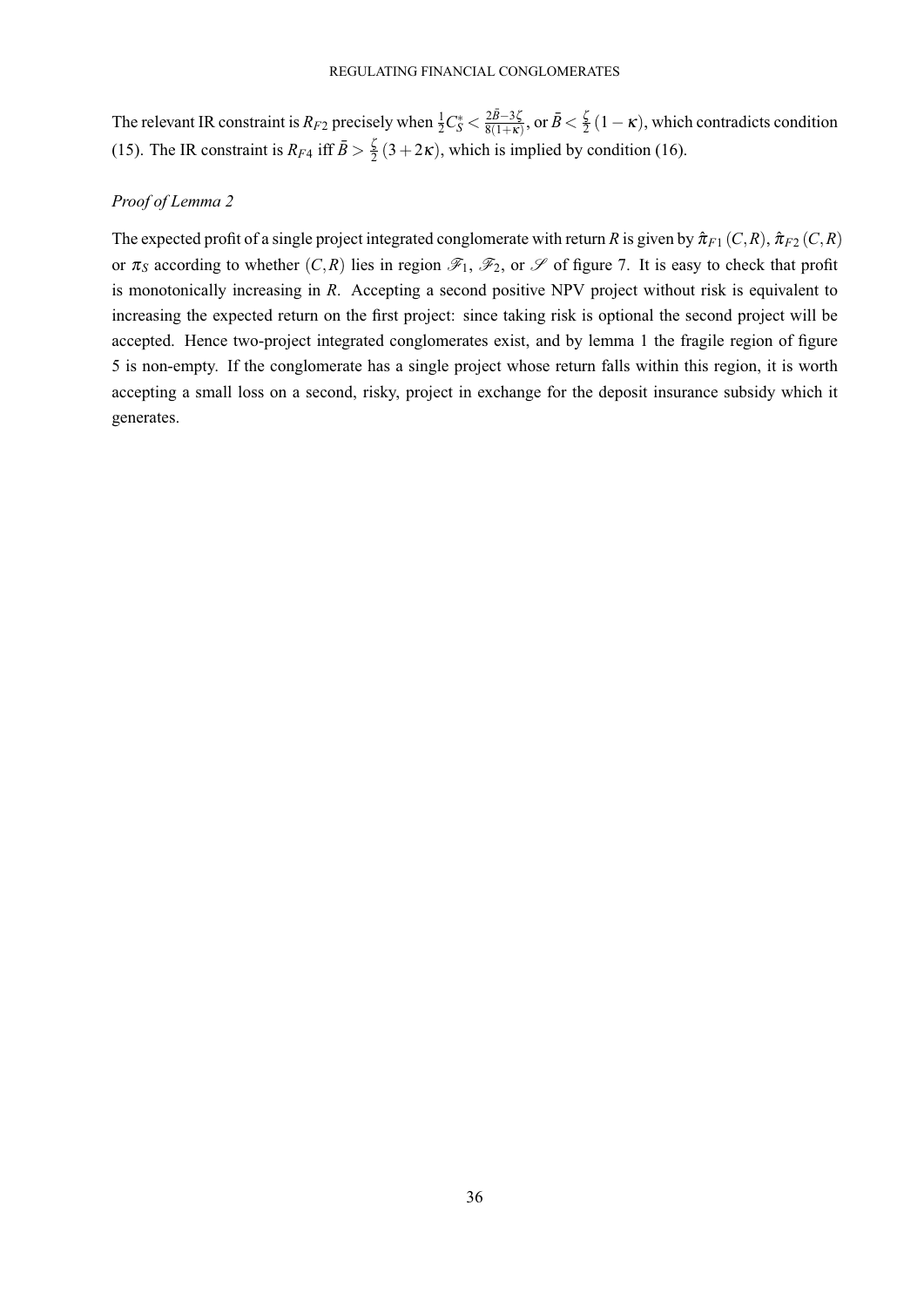The relevant IR constraint is $R_{F2}$ precisely when $\frac{1}{2}C_S^* < \frac{2\bar{B}-3\zeta}{8(1+\kappa)}$, or $\bar{B} < \frac{\zeta}{2}(1-\kappa)$, which contradicts condition (15). The IR constraint is $R_{F4}$ iff $\bar{B} > \frac{\zeta}{2}(3+2\kappa)$, which is implied by condition (16).

*Proof of Lemma 2*

The expected profit of a single project integrated conglomerate with return $R$ is given by $\hat{\pi}_{F1}(C,R)$, $\hat{\pi}_{F2}(C,R)$ or $\pi_S$ according to whether $(C,R)$ lies in region $\mathscr{F}_1$, $\mathscr{F}_2$, or $\mathscr{S}$ of figure 7. It is easy to check that profit is monotonically increasing in $R$. Accepting a second positive NPV project without risk is equivalent to increasing the expected return on the first project: since taking risk is optional the second project will be accepted. Hence two-project integrated conglomerates exist, and by lemma 1 the fragile region of figure 5 is non-empty. If the conglomerate has a single project whose return falls within this region, it is worth accepting a small loss on a second, risky, project in exchange for the deposit insurance subsidy which it generates.